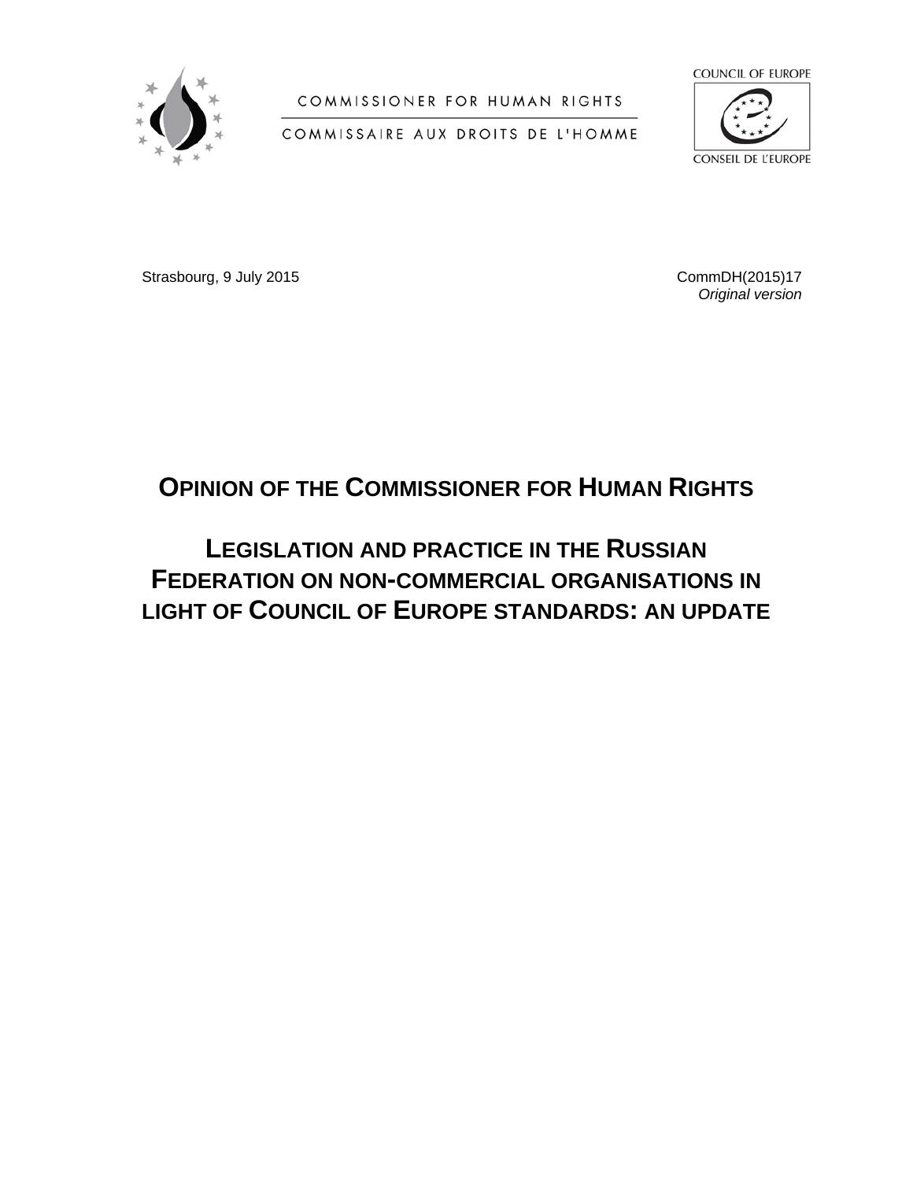COMMISSIONER FOR HUMAN RIGHTS

COMMISSAIRE AUX DROITS DE L'HOMME

COUNCIL OF EUROPE

CONSEIL DE L'EUROPE

Strasbourg, 9 July 2015

CommDH(2015)17
*Original version*

# OPINION OF THE COMMISSIONER FOR HUMAN RIGHTS

# LEGISLATION AND PRACTICE IN THE RUSSIAN FEDERATION ON NON-COMMERCIAL ORGANISATIONS IN LIGHT OF COUNCIL OF EUROPE STANDARDS: AN UPDATE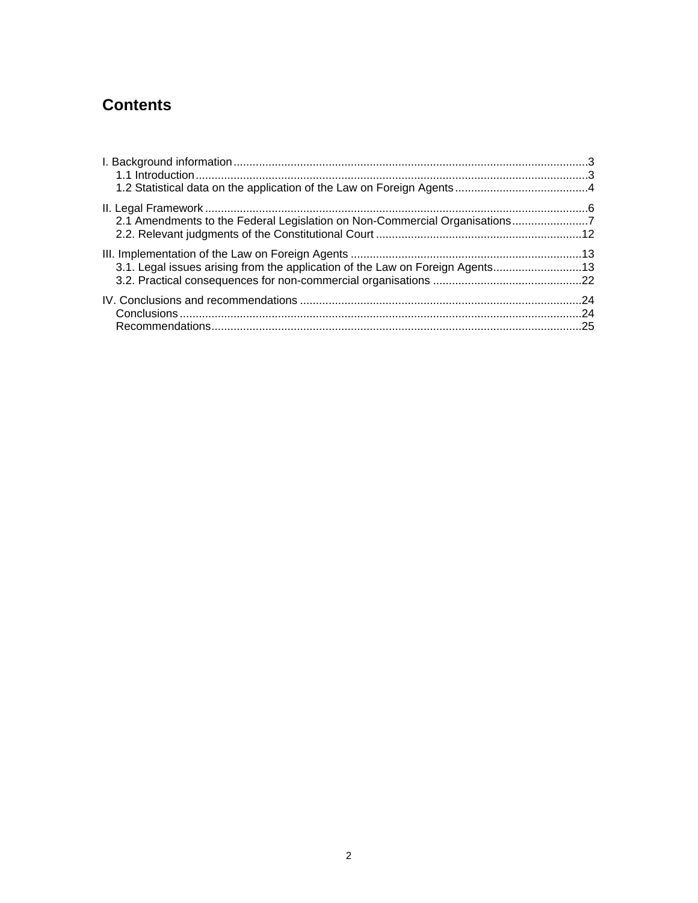## Contents

I. Background information ... 3
- 1.1 Introduction ... 3
- 1.2 Statistical data on the application of the Law on Foreign Agents ... 4

II. Legal Framework ... 6
- 2.1 Amendments to the Federal Legislation on Non-Commercial Organisations ... 7
- 2.2. Relevant judgments of the Constitutional Court ... 12

III. Implementation of the Law on Foreign Agents ... 13
- 3.1. Legal issues arising from the application of the Law on Foreign Agents ... 13
- 3.2. Practical consequences for non-commercial organisations ... 22

IV. Conclusions and recommendations ... 24
- Conclusions ... 24
- Recommendations ... 25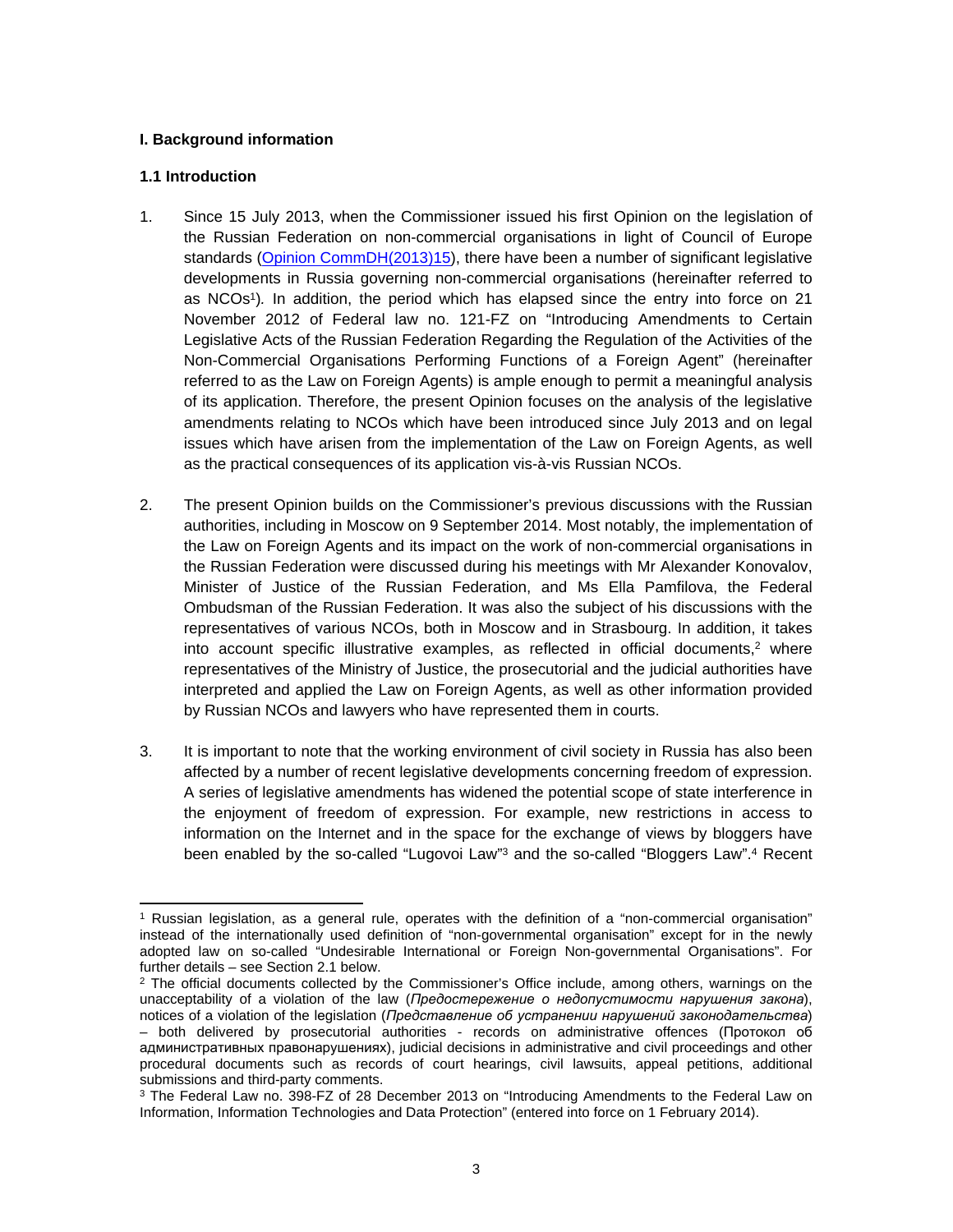**I. Background information**

**1.1 Introduction**

1. Since 15 July 2013, when the Commissioner issued his first Opinion on the legislation of the Russian Federation on non-commercial organisations in light of Council of Europe standards (Opinion CommDH(2013)15), there have been a number of significant legislative developments in Russia governing non-commercial organisations (hereinafter referred to as NCOs[1]). In addition, the period which has elapsed since the entry into force on 21 November 2012 of Federal law no. 121-FZ on "Introducing Amendments to Certain Legislative Acts of the Russian Federation Regarding the Regulation of the Activities of the Non-Commercial Organisations Performing Functions of a Foreign Agent" (hereinafter referred to as the Law on Foreign Agents) is ample enough to permit a meaningful analysis of its application. Therefore, the present Opinion focuses on the analysis of the legislative amendments relating to NCOs which have been introduced since July 2013 and on legal issues which have arisen from the implementation of the Law on Foreign Agents, as well as the practical consequences of its application vis-à-vis Russian NCOs.

2. The present Opinion builds on the Commissioner's previous discussions with the Russian authorities, including in Moscow on 9 September 2014. Most notably, the implementation of the Law on Foreign Agents and its impact on the work of non-commercial organisations in the Russian Federation were discussed during his meetings with Mr Alexander Konovalov, Minister of Justice of the Russian Federation, and Ms Ella Pamfilova, the Federal Ombudsman of the Russian Federation. It was also the subject of his discussions with the representatives of various NCOs, both in Moscow and in Strasbourg. In addition, it takes into account specific illustrative examples, as reflected in official documents,[2] where representatives of the Ministry of Justice, the prosecutorial and the judicial authorities have interpreted and applied the Law on Foreign Agents, as well as other information provided by Russian NCOs and lawyers who have represented them in courts.

3. It is important to note that the working environment of civil society in Russia has also been affected by a number of recent legislative developments concerning freedom of expression. A series of legislative amendments has widened the potential scope of state interference in the enjoyment of freedom of expression. For example, new restrictions in access to information on the Internet and in the space for the exchange of views by bloggers have been enabled by the so-called "Lugovoi Law"[3] and the so-called "Bloggers Law".[4] Recent

---

[1] Russian legislation, as a general rule, operates with the definition of a "non-commercial organisation" instead of the internationally used definition of "non-governmental organisation" except for in the newly adopted law on so-called "Undesirable International or Foreign Non-governmental Organisations". For further details – see Section 2.1 below.

[2] The official documents collected by the Commissioner's Office include, among others, warnings on the unacceptability of a violation of the law (*Предостережение о недопустимости нарушения закона*), notices of a violation of the legislation (*Представление об устранении нарушений законодательства*) – both delivered by prosecutorial authorities - records on administrative offences (Протокол об административных правонарушениях), judicial decisions in administrative and civil proceedings and other procedural documents such as records of court hearings, civil lawsuits, appeal petitions, additional submissions and third-party comments.

[3] The Federal Law no. 398-FZ of 28 December 2013 on "Introducing Amendments to the Federal Law on Information, Information Technologies and Data Protection" (entered into force on 1 February 2014).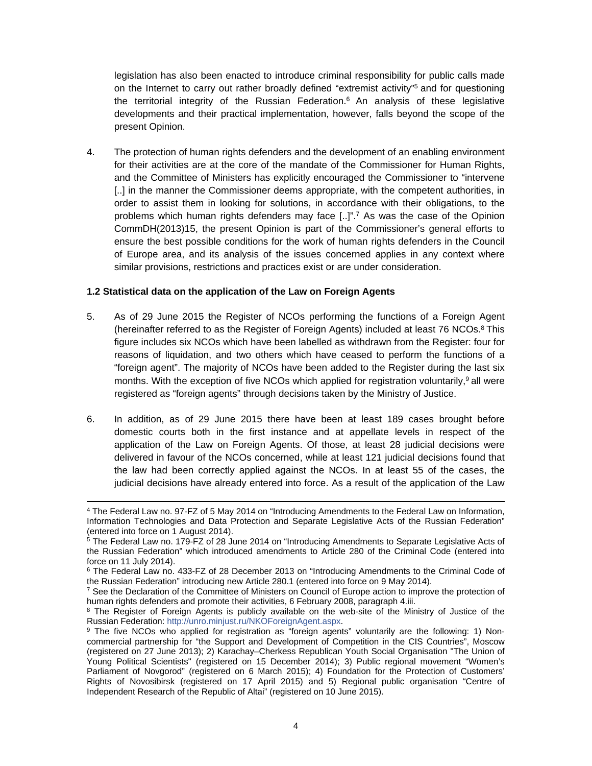legislation has also been enacted to introduce criminal responsibility for public calls made on the Internet to carry out rather broadly defined "extremist activity"[5] and for questioning the territorial integrity of the Russian Federation.[6] An analysis of these legislative developments and their practical implementation, however, falls beyond the scope of the present Opinion.

4. The protection of human rights defenders and the development of an enabling environment for their activities are at the core of the mandate of the Commissioner for Human Rights, and the Committee of Ministers has explicitly encouraged the Commissioner to "intervene [..] in the manner the Commissioner deems appropriate, with the competent authorities, in order to assist them in looking for solutions, in accordance with their obligations, to the problems which human rights defenders may face [..]".[7] As was the case of the Opinion CommDH(2013)15, the present Opinion is part of the Commissioner's general efforts to ensure the best possible conditions for the work of human rights defenders in the Council of Europe area, and its analysis of the issues concerned applies in any context where similar provisions, restrictions and practices exist or are under consideration.

### 1.2 Statistical data on the application of the Law on Foreign Agents

5. As of 29 June 2015 the Register of NCOs performing the functions of a Foreign Agent (hereinafter referred to as the Register of Foreign Agents) included at least 76 NCOs.[8] This figure includes six NCOs which have been labelled as withdrawn from the Register: four for reasons of liquidation, and two others which have ceased to perform the functions of a "foreign agent". The majority of NCOs have been added to the Register during the last six months. With the exception of five NCOs which applied for registration voluntarily,[9] all were registered as "foreign agents" through decisions taken by the Ministry of Justice.

6. In addition, as of 29 June 2015 there have been at least 189 cases brought before domestic courts both in the first instance and at appellate levels in respect of the application of the Law on Foreign Agents. Of those, at least 28 judicial decisions were delivered in favour of the NCOs concerned, while at least 121 judicial decisions found that the law had been correctly applied against the NCOs. In at least 55 of the cases, the judicial decisions have already entered into force. As a result of the application of the Law

---

[4] The Federal Law no. 97-FZ of 5 May 2014 on "Introducing Amendments to the Federal Law on Information, Information Technologies and Data Protection and Separate Legislative Acts of the Russian Federation" (entered into force on 1 August 2014).

[5] The Federal Law no. 179-FZ of 28 June 2014 on "Introducing Amendments to Separate Legislative Acts of the Russian Federation" which introduced amendments to Article 280 of the Criminal Code (entered into force on 11 July 2014).

[6] The Federal Law no. 433-FZ of 28 December 2013 on "Introducing Amendments to the Criminal Code of the Russian Federation" introducing new Article 280.1 (entered into force on 9 May 2014).

[7] See the Declaration of the Committee of Ministers on Council of Europe action to improve the protection of human rights defenders and promote their activities, 6 February 2008, paragraph 4.iii.

[8] The Register of Foreign Agents is publicly available on the web-site of the Ministry of Justice of the Russian Federation: http://unro.minjust.ru/NKOForeignAgent.aspx.

[9] The five NCOs who applied for registration as "foreign agents" voluntarily are the following: 1) Non-commercial partnership for "the Support and Development of Competition in the CIS Countries", Moscow (registered on 27 June 2013); 2) Karachay–Cherkess Republican Youth Social Organisation "The Union of Young Political Scientists" (registered on 15 December 2014); 3) Public regional movement "Women's Parliament of Novgorod" (registered on 6 March 2015); 4) Foundation for the Protection of Customers' Rights of Novosibirsk (registered on 17 April 2015) and 5) Regional public organisation "Centre of Independent Research of the Republic of Altai" (registered on 10 June 2015).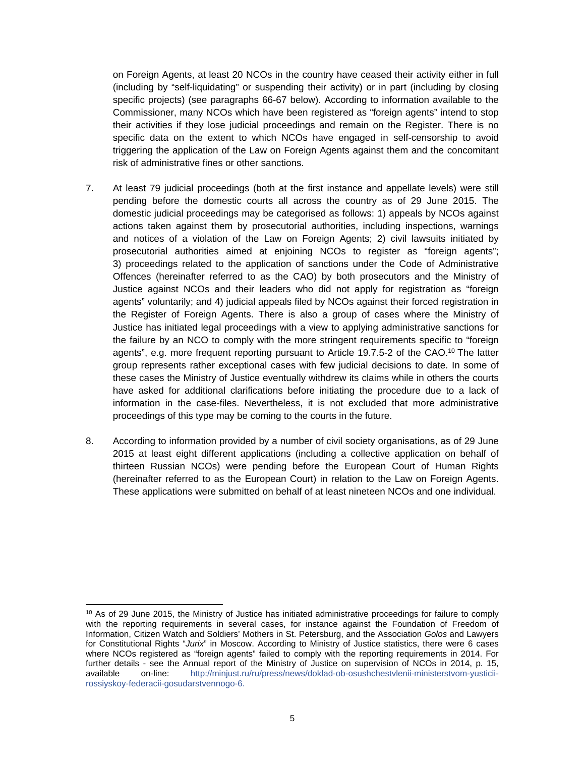on Foreign Agents, at least 20 NCOs in the country have ceased their activity either in full (including by "self-liquidating" or suspending their activity) or in part (including by closing specific projects) (see paragraphs 66-67 below). According to information available to the Commissioner, many NCOs which have been registered as "foreign agents" intend to stop their activities if they lose judicial proceedings and remain on the Register. There is no specific data on the extent to which NCOs have engaged in self-censorship to avoid triggering the application of the Law on Foreign Agents against them and the concomitant risk of administrative fines or other sanctions.

7. At least 79 judicial proceedings (both at the first instance and appellate levels) were still pending before the domestic courts all across the country as of 29 June 2015. The domestic judicial proceedings may be categorised as follows: 1) appeals by NCOs against actions taken against them by prosecutorial authorities, including inspections, warnings and notices of a violation of the Law on Foreign Agents; 2) civil lawsuits initiated by prosecutorial authorities aimed at enjoining NCOs to register as "foreign agents"; 3) proceedings related to the application of sanctions under the Code of Administrative Offences (hereinafter referred to as the CAO) by both prosecutors and the Ministry of Justice against NCOs and their leaders who did not apply for registration as "foreign agents" voluntarily; and 4) judicial appeals filed by NCOs against their forced registration in the Register of Foreign Agents. There is also a group of cases where the Ministry of Justice has initiated legal proceedings with a view to applying administrative sanctions for the failure by an NCO to comply with the more stringent requirements specific to "foreign agents", e.g. more frequent reporting pursuant to Article 19.7.5-2 of the CAO.[10] The latter group represents rather exceptional cases with few judicial decisions to date. In some of these cases the Ministry of Justice eventually withdrew its claims while in others the courts have asked for additional clarifications before initiating the procedure due to a lack of information in the case-files. Nevertheless, it is not excluded that more administrative proceedings of this type may be coming to the courts in the future.

8. According to information provided by a number of civil society organisations, as of 29 June 2015 at least eight different applications (including a collective application on behalf of thirteen Russian NCOs) were pending before the European Court of Human Rights (hereinafter referred to as the European Court) in relation to the Law on Foreign Agents. These applications were submitted on behalf of at least nineteen NCOs and one individual.

---

[10] As of 29 June 2015, the Ministry of Justice has initiated administrative proceedings for failure to comply with the reporting requirements in several cases, for instance against the Foundation of Freedom of Information, Citizen Watch and Soldiers' Mothers in St. Petersburg, and the Association *Golos* and Lawyers for Constitutional Rights "*Jurix*" in Moscow. According to Ministry of Justice statistics, there were 6 cases where NCOs registered as "foreign agents" failed to comply with the reporting requirements in 2014. For further details - see the Annual report of the Ministry of Justice on supervision of NCOs in 2014, p. 15, available on-line: http://minjust.ru/ru/press/news/doklad-ob-osushchestvlenii-ministerstvom-yusticii-rossiyskoy-federacii-gosudarstvennogo-6.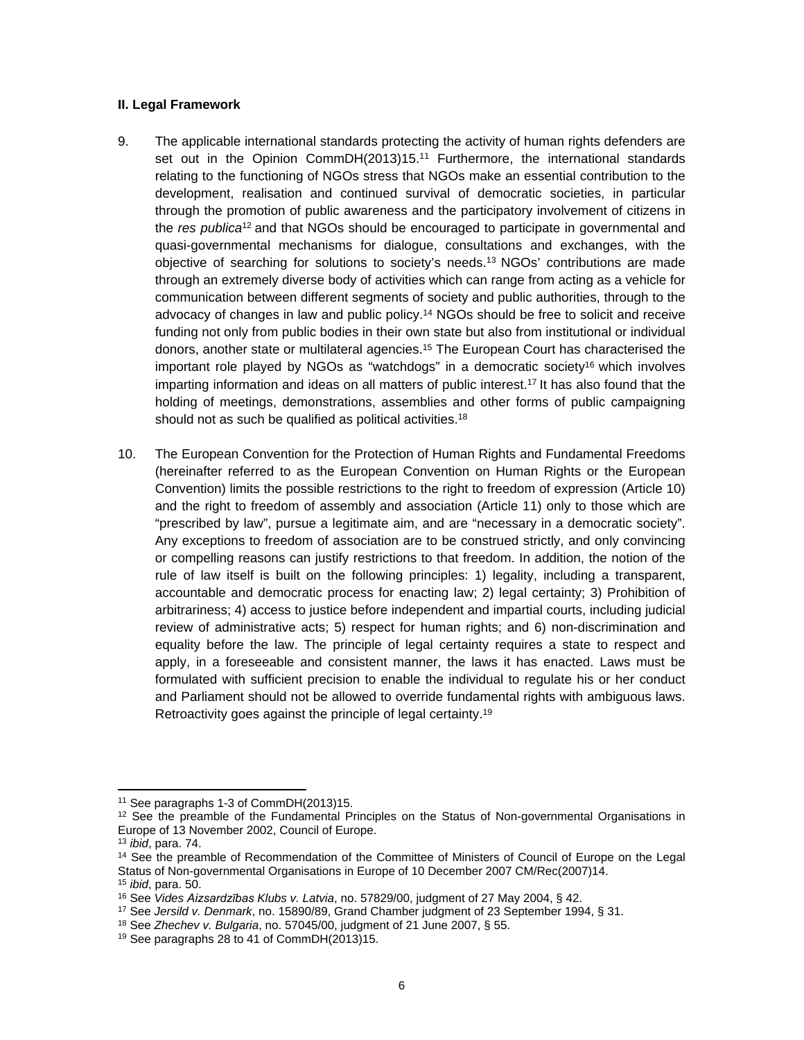**II. Legal Framework**

9. The applicable international standards protecting the activity of human rights defenders are set out in the Opinion CommDH(2013)15.[11] Furthermore, the international standards relating to the functioning of NGOs stress that NGOs make an essential contribution to the development, realisation and continued survival of democratic societies, in particular through the promotion of public awareness and the participatory involvement of citizens in the *res publica*[12] and that NGOs should be encouraged to participate in governmental and quasi-governmental mechanisms for dialogue, consultations and exchanges, with the objective of searching for solutions to society's needs.[13] NGOs' contributions are made through an extremely diverse body of activities which can range from acting as a vehicle for communication between different segments of society and public authorities, through to the advocacy of changes in law and public policy.[14] NGOs should be free to solicit and receive funding not only from public bodies in their own state but also from institutional or individual donors, another state or multilateral agencies.[15] The European Court has characterised the important role played by NGOs as "watchdogs" in a democratic society[16] which involves imparting information and ideas on all matters of public interest.[17] It has also found that the holding of meetings, demonstrations, assemblies and other forms of public campaigning should not as such be qualified as political activities.[18]

10. The European Convention for the Protection of Human Rights and Fundamental Freedoms (hereinafter referred to as the European Convention on Human Rights or the European Convention) limits the possible restrictions to the right to freedom of expression (Article 10) and the right to freedom of assembly and association (Article 11) only to those which are "prescribed by law", pursue a legitimate aim, and are "necessary in a democratic society". Any exceptions to freedom of association are to be construed strictly, and only convincing or compelling reasons can justify restrictions to that freedom. In addition, the notion of the rule of law itself is built on the following principles: 1) legality, including a transparent, accountable and democratic process for enacting law; 2) legal certainty; 3) Prohibition of arbitrariness; 4) access to justice before independent and impartial courts, including judicial review of administrative acts; 5) respect for human rights; and 6) non-discrimination and equality before the law. The principle of legal certainty requires a state to respect and apply, in a foreseeable and consistent manner, the laws it has enacted. Laws must be formulated with sufficient precision to enable the individual to regulate his or her conduct and Parliament should not be allowed to override fundamental rights with ambiguous laws. Retroactivity goes against the principle of legal certainty.[19]

---

[11] See paragraphs 1-3 of CommDH(2013)15.

[12] See the preamble of the Fundamental Principles on the Status of Non-governmental Organisations in Europe of 13 November 2002, Council of Europe.

[13] *ibid*, para. 74.

[14] See the preamble of Recommendation of the Committee of Ministers of Council of Europe on the Legal Status of Non-governmental Organisations in Europe of 10 December 2007 CM/Rec(2007)14.

[15] *ibid*, para. 50.

[16] See *Vides Aizsardzības Klubs v. Latvia*, no. 57829/00, judgment of 27 May 2004, § 42.

[17] See *Jersild v. Denmark*, no. 15890/89, Grand Chamber judgment of 23 September 1994, § 31.

[18] See *Zhechev v. Bulgaria*, no. 57045/00, judgment of 21 June 2007, § 55.

[19] See paragraphs 28 to 41 of CommDH(2013)15.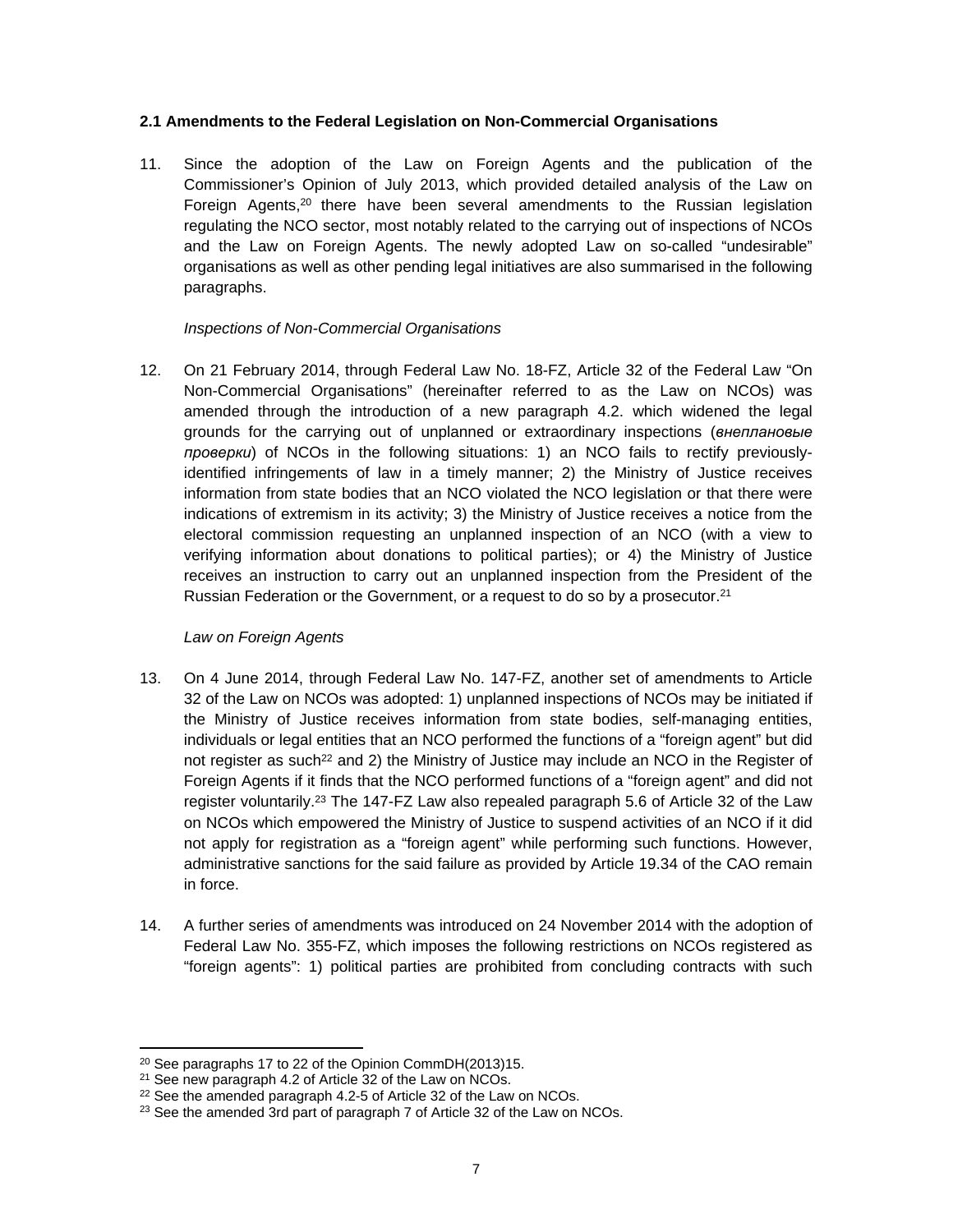### 2.1 Amendments to the Federal Legislation on Non-Commercial Organisations

11. Since the adoption of the Law on Foreign Agents and the publication of the Commissioner's Opinion of July 2013, which provided detailed analysis of the Law on Foreign Agents,[20] there have been several amendments to the Russian legislation regulating the NCO sector, most notably related to the carrying out of inspections of NCOs and the Law on Foreign Agents. The newly adopted Law on so-called "undesirable" organisations as well as other pending legal initiatives are also summarised in the following paragraphs.

*Inspections of Non-Commercial Organisations*

12. On 21 February 2014, through Federal Law No. 18-FZ, Article 32 of the Federal Law "On Non-Commercial Organisations" (hereinafter referred to as the Law on NCOs) was amended through the introduction of a new paragraph 4.2. which widened the legal grounds for the carrying out of unplanned or extraordinary inspections (*внеплановые проверки*) of NCOs in the following situations: 1) an NCO fails to rectify previously-identified infringements of law in a timely manner; 2) the Ministry of Justice receives information from state bodies that an NCO violated the NCO legislation or that there were indications of extremism in its activity; 3) the Ministry of Justice receives a notice from the electoral commission requesting an unplanned inspection of an NCO (with a view to verifying information about donations to political parties); or 4) the Ministry of Justice receives an instruction to carry out an unplanned inspection from the President of the Russian Federation or the Government, or a request to do so by a prosecutor.[21]

*Law on Foreign Agents*

13. On 4 June 2014, through Federal Law No. 147-FZ, another set of amendments to Article 32 of the Law on NCOs was adopted: 1) unplanned inspections of NCOs may be initiated if the Ministry of Justice receives information from state bodies, self-managing entities, individuals or legal entities that an NCO performed the functions of a "foreign agent" but did not register as such[22] and 2) the Ministry of Justice may include an NCO in the Register of Foreign Agents if it finds that the NCO performed functions of a "foreign agent" and did not register voluntarily.[23] The 147-FZ Law also repealed paragraph 5.6 of Article 32 of the Law on NCOs which empowered the Ministry of Justice to suspend activities of an NCO if it did not apply for registration as a "foreign agent" while performing such functions. However, administrative sanctions for the said failure as provided by Article 19.34 of the CAO remain in force.

14. A further series of amendments was introduced on 24 November 2014 with the adoption of Federal Law No. 355-FZ, which imposes the following restrictions on NCOs registered as "foreign agents": 1) political parties are prohibited from concluding contracts with such

[20] See paragraphs 17 to 22 of the Opinion CommDH(2013)15.
[21] See new paragraph 4.2 of Article 32 of the Law on NCOs.
[22] See the amended paragraph 4.2-5 of Article 32 of the Law on NCOs.
[23] See the amended 3rd part of paragraph 7 of Article 32 of the Law on NCOs.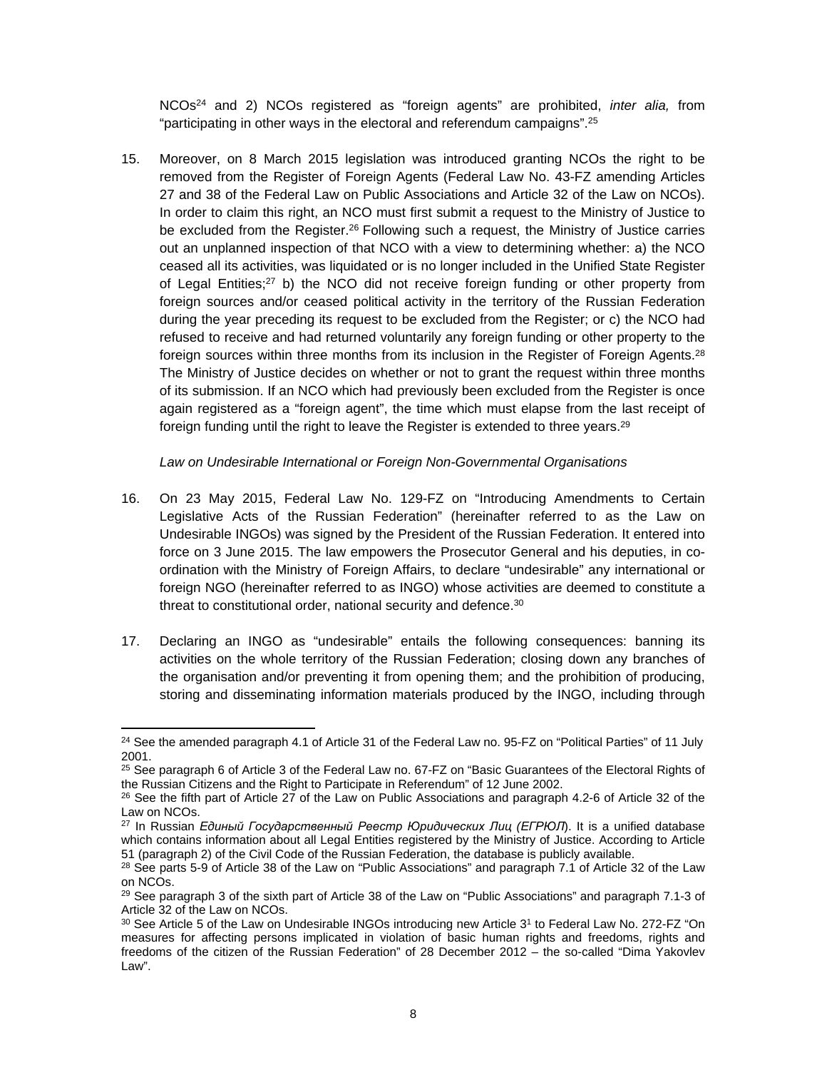NCOs[24] and 2) NCOs registered as "foreign agents" are prohibited, *inter alia,* from "participating in other ways in the electoral and referendum campaigns".[25]

15. Moreover, on 8 March 2015 legislation was introduced granting NCOs the right to be removed from the Register of Foreign Agents (Federal Law No. 43-FZ amending Articles 27 and 38 of the Federal Law on Public Associations and Article 32 of the Law on NCOs). In order to claim this right, an NCO must first submit a request to the Ministry of Justice to be excluded from the Register.[26] Following such a request, the Ministry of Justice carries out an unplanned inspection of that NCO with a view to determining whether: a) the NCO ceased all its activities, was liquidated or is no longer included in the Unified State Register of Legal Entities;[27] b) the NCO did not receive foreign funding or other property from foreign sources and/or ceased political activity in the territory of the Russian Federation during the year preceding its request to be excluded from the Register; or c) the NCO had refused to receive and had returned voluntarily any foreign funding or other property to the foreign sources within three months from its inclusion in the Register of Foreign Agents.[28] The Ministry of Justice decides on whether or not to grant the request within three months of its submission. If an NCO which had previously been excluded from the Register is once again registered as a "foreign agent", the time which must elapse from the last receipt of foreign funding until the right to leave the Register is extended to three years.[29]

*Law on Undesirable International or Foreign Non-Governmental Organisations*

16. On 23 May 2015, Federal Law No. 129-FZ on "Introducing Amendments to Certain Legislative Acts of the Russian Federation" (hereinafter referred to as the Law on Undesirable INGOs) was signed by the President of the Russian Federation. It entered into force on 3 June 2015. The law empowers the Prosecutor General and his deputies, in co-ordination with the Ministry of Foreign Affairs, to declare "undesirable" any international or foreign NGO (hereinafter referred to as INGO) whose activities are deemed to constitute a threat to constitutional order, national security and defence.[30]

17. Declaring an INGO as "undesirable" entails the following consequences: banning its activities on the whole territory of the Russian Federation; closing down any branches of the organisation and/or preventing it from opening them; and the prohibition of producing, storing and disseminating information materials produced by the INGO, including through

---

[24] See the amended paragraph 4.1 of Article 31 of the Federal Law no. 95-FZ on "Political Parties" of 11 July 2001.

[25] See paragraph 6 of Article 3 of the Federal Law no. 67-FZ on "Basic Guarantees of the Electoral Rights of the Russian Citizens and the Right to Participate in Referendum" of 12 June 2002.

[26] See the fifth part of Article 27 of the Law on Public Associations and paragraph 4.2-6 of Article 32 of the Law on NCOs.

[27] In Russian *Единый Государственный Реестр Юридических Лиц (ЕГРЮЛ*). It is a unified database which contains information about all Legal Entities registered by the Ministry of Justice. According to Article 51 (paragraph 2) of the Civil Code of the Russian Federation, the database is publicly available.

[28] See parts 5-9 of Article 38 of the Law on "Public Associations" and paragraph 7.1 of Article 32 of the Law on NCOs.

[29] See paragraph 3 of the sixth part of Article 38 of the Law on "Public Associations" and paragraph 7.1-3 of Article 32 of the Law on NCOs.

[30] See Article 5 of the Law on Undesirable INGOs introducing new Article 3[1] to Federal Law No. 272-FZ "On measures for affecting persons implicated in violation of basic human rights and freedoms, rights and freedoms of the citizen of the Russian Federation" of 28 December 2012 – the so-called "Dima Yakovlev Law".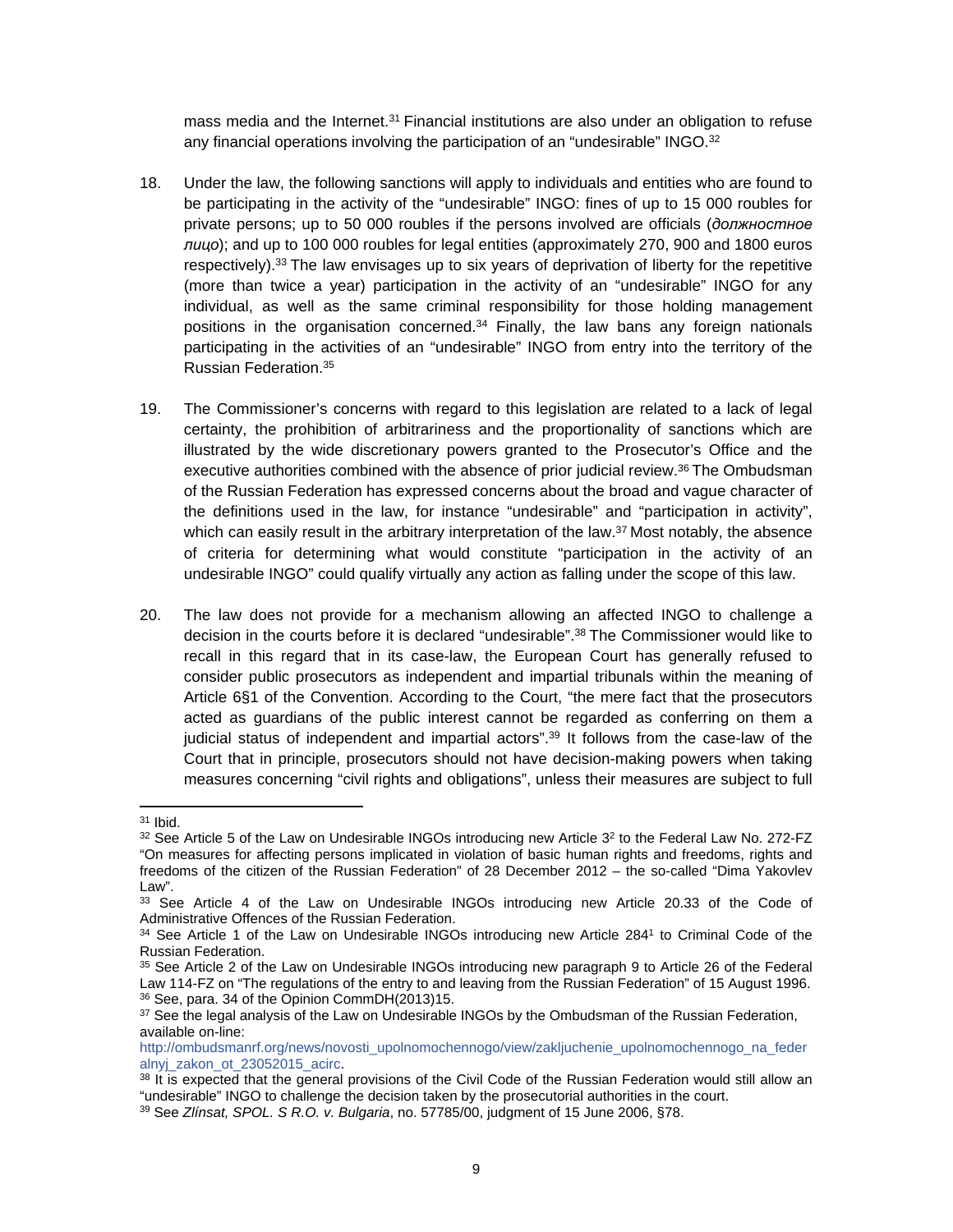mass media and the Internet.[31] Financial institutions are also under an obligation to refuse any financial operations involving the participation of an "undesirable" INGO.[32]

18. Under the law, the following sanctions will apply to individuals and entities who are found to be participating in the activity of the "undesirable" INGO: fines of up to 15 000 roubles for private persons; up to 50 000 roubles if the persons involved are officials (*должностное лицо*); and up to 100 000 roubles for legal entities (approximately 270, 900 and 1800 euros respectively).[33] The law envisages up to six years of deprivation of liberty for the repetitive (more than twice a year) participation in the activity of an "undesirable" INGO for any individual, as well as the same criminal responsibility for those holding management positions in the organisation concerned.[34] Finally, the law bans any foreign nationals participating in the activities of an "undesirable" INGO from entry into the territory of the Russian Federation.[35]

19. The Commissioner's concerns with regard to this legislation are related to a lack of legal certainty, the prohibition of arbitrariness and the proportionality of sanctions which are illustrated by the wide discretionary powers granted to the Prosecutor's Office and the executive authorities combined with the absence of prior judicial review.[36] The Ombudsman of the Russian Federation has expressed concerns about the broad and vague character of the definitions used in the law, for instance "undesirable" and "participation in activity", which can easily result in the arbitrary interpretation of the law.[37] Most notably, the absence of criteria for determining what would constitute "participation in the activity of an undesirable INGO" could qualify virtually any action as falling under the scope of this law.

20. The law does not provide for a mechanism allowing an affected INGO to challenge a decision in the courts before it is declared "undesirable".[38] The Commissioner would like to recall in this regard that in its case-law, the European Court has generally refused to consider public prosecutors as independent and impartial tribunals within the meaning of Article 6§1 of the Convention. According to the Court, "the mere fact that the prosecutors acted as guardians of the public interest cannot be regarded as conferring on them a judicial status of independent and impartial actors".[39] It follows from the case-law of the Court that in principle, prosecutors should not have decision-making powers when taking measures concerning "civil rights and obligations", unless their measures are subject to full

---

[31] Ibid.

[32] See Article 5 of the Law on Undesirable INGOs introducing new Article 3[2] to the Federal Law No. 272-FZ "On measures for affecting persons implicated in violation of basic human rights and freedoms, rights and freedoms of the citizen of the Russian Federation" of 28 December 2012 – the so-called "Dima Yakovlev Law".

[33] See Article 4 of the Law on Undesirable INGOs introducing new Article 20.33 of the Code of Administrative Offences of the Russian Federation.

[34] See Article 1 of the Law on Undesirable INGOs introducing new Article 284[1] to Criminal Code of the Russian Federation.

[35] See Article 2 of the Law on Undesirable INGOs introducing new paragraph 9 to Article 26 of the Federal Law 114-FZ on "The regulations of the entry to and leaving from the Russian Federation" of 15 August 1996.

[36] See, para. 34 of the Opinion CommDH(2013)15.

[37] See the legal analysis of the Law on Undesirable INGOs by the Ombudsman of the Russian Federation, available on-line: http://ombudsmanrf.org/news/novosti_upolnomochennogo/view/zakljuchenie_upolnomochennogo_na_federalnyj_zakon_ot_23052015_acirc.

[38] It is expected that the general provisions of the Civil Code of the Russian Federation would still allow an "undesirable" INGO to challenge the decision taken by the prosecutorial authorities in the court.

[39] See *Zlínsat, SPOL. S R.O. v. Bulgaria*, no. 57785/00, judgment of 15 June 2006, §78.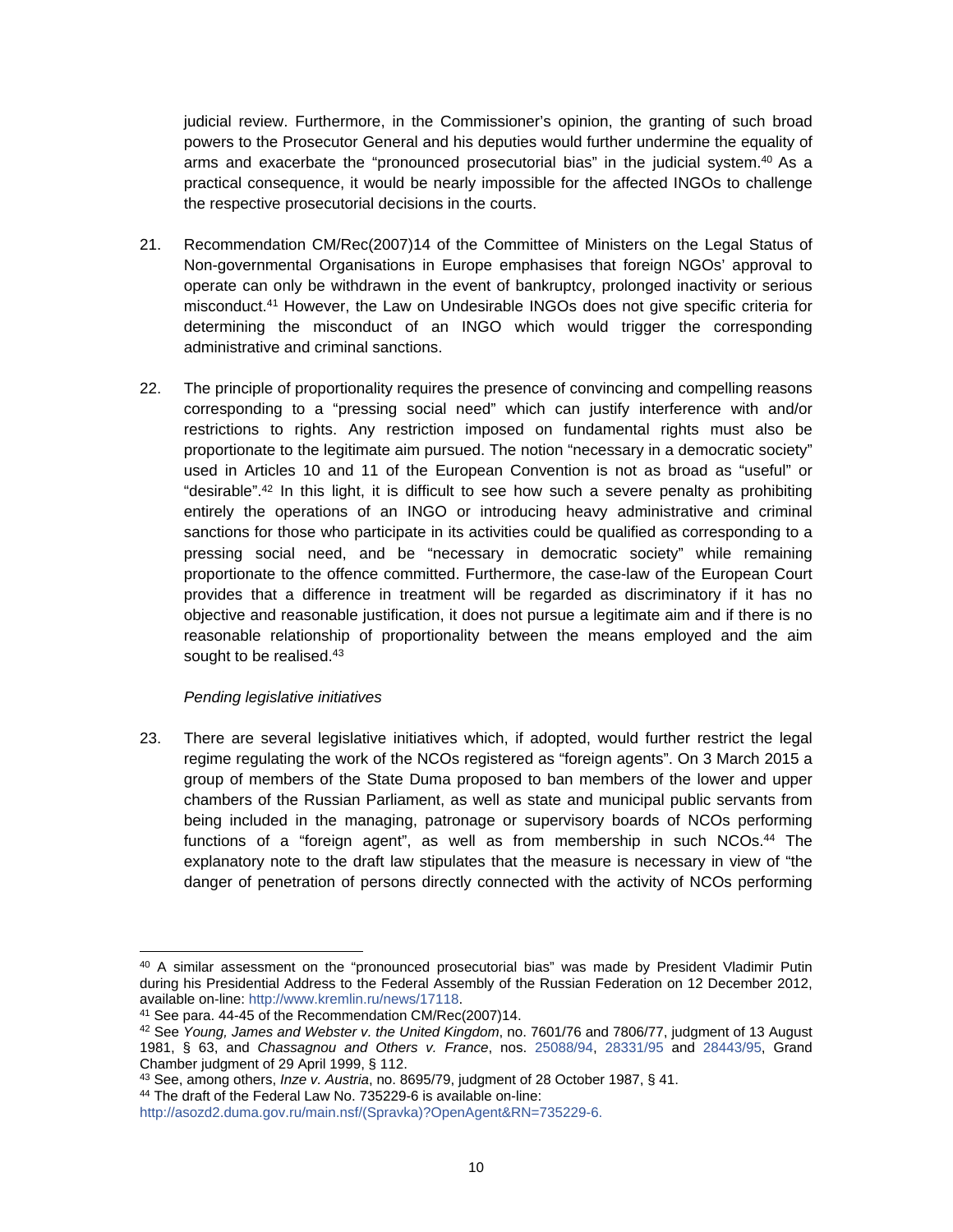judicial review. Furthermore, in the Commissioner's opinion, the granting of such broad powers to the Prosecutor General and his deputies would further undermine the equality of arms and exacerbate the "pronounced prosecutorial bias" in the judicial system.[40] As a practical consequence, it would be nearly impossible for the affected INGOs to challenge the respective prosecutorial decisions in the courts.

21. Recommendation CM/Rec(2007)14 of the Committee of Ministers on the Legal Status of Non-governmental Organisations in Europe emphasises that foreign NGOs' approval to operate can only be withdrawn in the event of bankruptcy, prolonged inactivity or serious misconduct.[41] However, the Law on Undesirable INGOs does not give specific criteria for determining the misconduct of an INGO which would trigger the corresponding administrative and criminal sanctions.

22. The principle of proportionality requires the presence of convincing and compelling reasons corresponding to a "pressing social need" which can justify interference with and/or restrictions to rights. Any restriction imposed on fundamental rights must also be proportionate to the legitimate aim pursued. The notion "necessary in a democratic society" used in Articles 10 and 11 of the European Convention is not as broad as "useful" or "desirable".[42] In this light, it is difficult to see how such a severe penalty as prohibiting entirely the operations of an INGO or introducing heavy administrative and criminal sanctions for those who participate in its activities could be qualified as corresponding to a pressing social need, and be "necessary in democratic society" while remaining proportionate to the offence committed. Furthermore, the case-law of the European Court provides that a difference in treatment will be regarded as discriminatory if it has no objective and reasonable justification, it does not pursue a legitimate aim and if there is no reasonable relationship of proportionality between the means employed and the aim sought to be realised.[43]

*Pending legislative initiatives*

23. There are several legislative initiatives which, if adopted, would further restrict the legal regime regulating the work of the NCOs registered as "foreign agents". On 3 March 2015 a group of members of the State Duma proposed to ban members of the lower and upper chambers of the Russian Parliament, as well as state and municipal public servants from being included in the managing, patronage or supervisory boards of NCOs performing functions of a "foreign agent", as well as from membership in such NCOs.[44] The explanatory note to the draft law stipulates that the measure is necessary in view of "the danger of penetration of persons directly connected with the activity of NCOs performing

---

[40] A similar assessment on the "pronounced prosecutorial bias" was made by President Vladimir Putin during his Presidential Address to the Federal Assembly of the Russian Federation on 12 December 2012, available on-line: http://www.kremlin.ru/news/17118.

[41] See para. 44-45 of the Recommendation CM/Rec(2007)14.

[42] See *Young, James and Webster v. the United Kingdom*, no. 7601/76 and 7806/76, judgment of 13 August 1981, § 63, and *Chassagnou and Others v. France*, nos. 25088/94, 28331/95 and 28443/95, Grand Chamber judgment of 29 April 1999, § 112.

[43] See, among others, *Inze v. Austria*, no. 8695/79, judgment of 28 October 1987, § 41.

[44] The draft of the Federal Law No. 735229-6 is available on-line: http://asozd2.duma.gov.ru/main.nsf/(Spravka)?OpenAgent&RN=735229-6.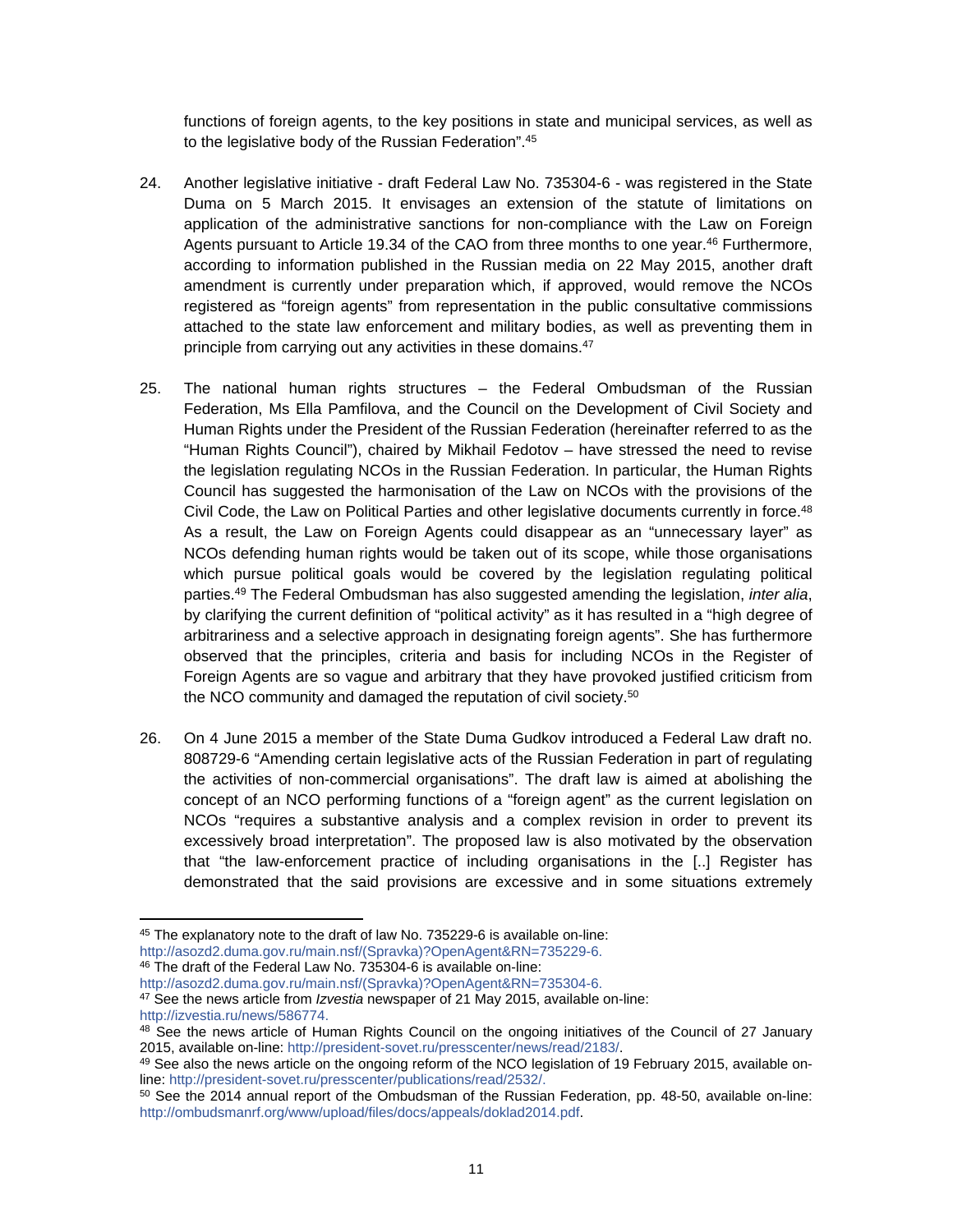functions of foreign agents, to the key positions in state and municipal services, as well as to the legislative body of the Russian Federation".[45]

24. Another legislative initiative - draft Federal Law No. 735304-6 - was registered in the State Duma on 5 March 2015. It envisages an extension of the statute of limitations on application of the administrative sanctions for non-compliance with the Law on Foreign Agents pursuant to Article 19.34 of the CAO from three months to one year.[46] Furthermore, according to information published in the Russian media on 22 May 2015, another draft amendment is currently under preparation which, if approved, would remove the NCOs registered as "foreign agents" from representation in the public consultative commissions attached to the state law enforcement and military bodies, as well as preventing them in principle from carrying out any activities in these domains.[47]

25. The national human rights structures – the Federal Ombudsman of the Russian Federation, Ms Ella Pamfilova, and the Council on the Development of Civil Society and Human Rights under the President of the Russian Federation (hereinafter referred to as the "Human Rights Council"), chaired by Mikhail Fedotov – have stressed the need to revise the legislation regulating NCOs in the Russian Federation. In particular, the Human Rights Council has suggested the harmonisation of the Law on NCOs with the provisions of the Civil Code, the Law on Political Parties and other legislative documents currently in force.[48] As a result, the Law on Foreign Agents could disappear as an "unnecessary layer" as NCOs defending human rights would be taken out of its scope, while those organisations which pursue political goals would be covered by the legislation regulating political parties.[49] The Federal Ombudsman has also suggested amending the legislation, *inter alia*, by clarifying the current definition of "political activity" as it has resulted in a "high degree of arbitrariness and a selective approach in designating foreign agents". She has furthermore observed that the principles, criteria and basis for including NCOs in the Register of Foreign Agents are so vague and arbitrary that they have provoked justified criticism from the NCO community and damaged the reputation of civil society.[50]

26. On 4 June 2015 a member of the State Duma Gudkov introduced a Federal Law draft no. 808729-6 "Amending certain legislative acts of the Russian Federation in part of regulating the activities of non-commercial organisations". The draft law is aimed at abolishing the concept of an NCO performing functions of a "foreign agent" as the current legislation on NCOs "requires a substantive analysis and a complex revision in order to prevent its excessively broad interpretation". The proposed law is also motivated by the observation that "the law-enforcement practice of including organisations in the [..] Register has demonstrated that the said provisions are excessive and in some situations extremely

---

[45] The explanatory note to the draft of law No. 735229-6 is available on-line: http://asozd2.duma.gov.ru/main.nsf/(Spravka)?OpenAgent&RN=735229-6.

[46] The draft of the Federal Law No. 735304-6 is available on-line: http://asozd2.duma.gov.ru/main.nsf/(Spravka)?OpenAgent&RN=735304-6.

[47] See the news article from *Izvestia* newspaper of 21 May 2015, available on-line: http://izvestia.ru/news/586774.

[48] See the news article of Human Rights Council on the ongoing initiatives of the Council of 27 January 2015, available on-line: http://president-sovet.ru/presscenter/news/read/2183/.

[49] See also the news article on the ongoing reform of the NCO legislation of 19 February 2015, available on-line: http://president-sovet.ru/presscenter/publications/read/2532/.

[50] See the 2014 annual report of the Ombudsman of the Russian Federation, pp. 48-50, available on-line: http://ombudsmanrf.org/www/upload/files/docs/appeals/doklad2014.pdf.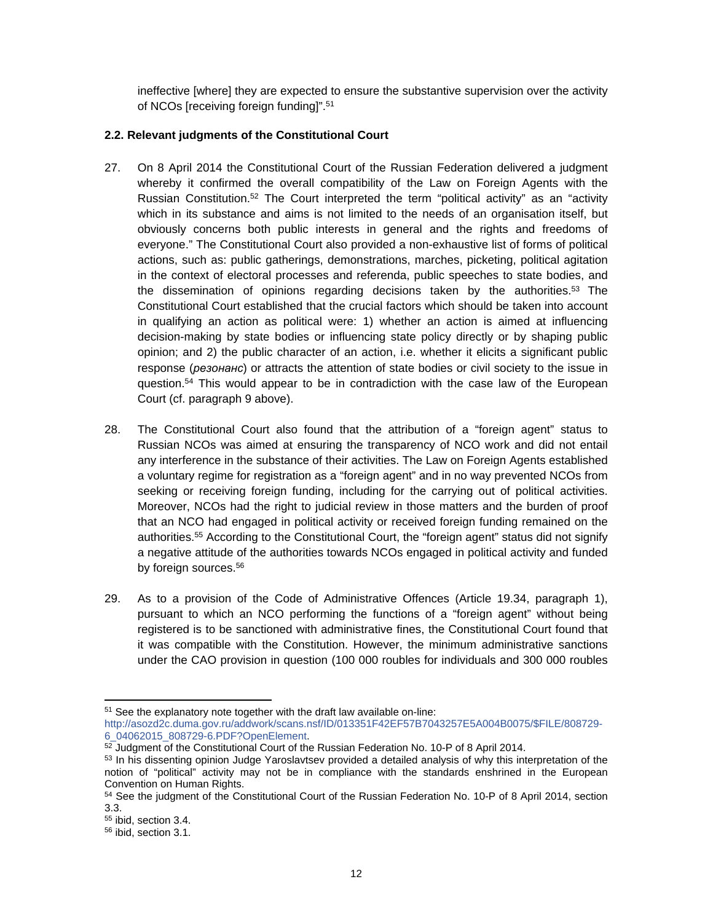ineffective [where] they are expected to ensure the substantive supervision over the activity of NCOs [receiving foreign funding]".[51]

**2.2. Relevant judgments of the Constitutional Court**

27. On 8 April 2014 the Constitutional Court of the Russian Federation delivered a judgment whereby it confirmed the overall compatibility of the Law on Foreign Agents with the Russian Constitution.[52] The Court interpreted the term "political activity" as an "activity which in its substance and aims is not limited to the needs of an organisation itself, but obviously concerns both public interests in general and the rights and freedoms of everyone." The Constitutional Court also provided a non-exhaustive list of forms of political actions, such as: public gatherings, demonstrations, marches, picketing, political agitation in the context of electoral processes and referenda, public speeches to state bodies, and the dissemination of opinions regarding decisions taken by the authorities.[53] The Constitutional Court established that the crucial factors which should be taken into account in qualifying an action as political were: 1) whether an action is aimed at influencing decision-making by state bodies or influencing state policy directly or by shaping public opinion; and 2) the public character of an action, i.e. whether it elicits a significant public response (*резонанс*) or attracts the attention of state bodies or civil society to the issue in question.[54] This would appear to be in contradiction with the case law of the European Court (cf. paragraph 9 above).

28. The Constitutional Court also found that the attribution of a "foreign agent" status to Russian NCOs was aimed at ensuring the transparency of NCO work and did not entail any interference in the substance of their activities. The Law on Foreign Agents established a voluntary regime for registration as a "foreign agent" and in no way prevented NCOs from seeking or receiving foreign funding, including for the carrying out of political activities. Moreover, NCOs had the right to judicial review in those matters and the burden of proof that an NCO had engaged in political activity or received foreign funding remained on the authorities.[55] According to the Constitutional Court, the "foreign agent" status did not signify a negative attitude of the authorities towards NCOs engaged in political activity and funded by foreign sources.[56]

29. As to a provision of the Code of Administrative Offences (Article 19.34, paragraph 1), pursuant to which an NCO performing the functions of a "foreign agent" without being registered is to be sanctioned with administrative fines, the Constitutional Court found that it was compatible with the Constitution. However, the minimum administrative sanctions under the CAO provision in question (100 000 roubles for individuals and 300 000 roubles

---

[51] See the explanatory note together with the draft law available on-line: http://asozd2c.duma.gov.ru/addwork/scans.nsf/ID/013351F42EF57B7043257E5A004B0075/$FILE/808729-6_04062015_808729-6.PDF?OpenElement.

[52] Judgment of the Constitutional Court of the Russian Federation No. 10-P of 8 April 2014.

[53] In his dissenting opinion Judge Yaroslavtsev provided a detailed analysis of why this interpretation of the notion of "political" activity may not be in compliance with the standards enshrined in the European Convention on Human Rights.

[54] See the judgment of the Constitutional Court of the Russian Federation No. 10-P of 8 April 2014, section 3.3.

[55] ibid, section 3.4.

[56] ibid, section 3.1.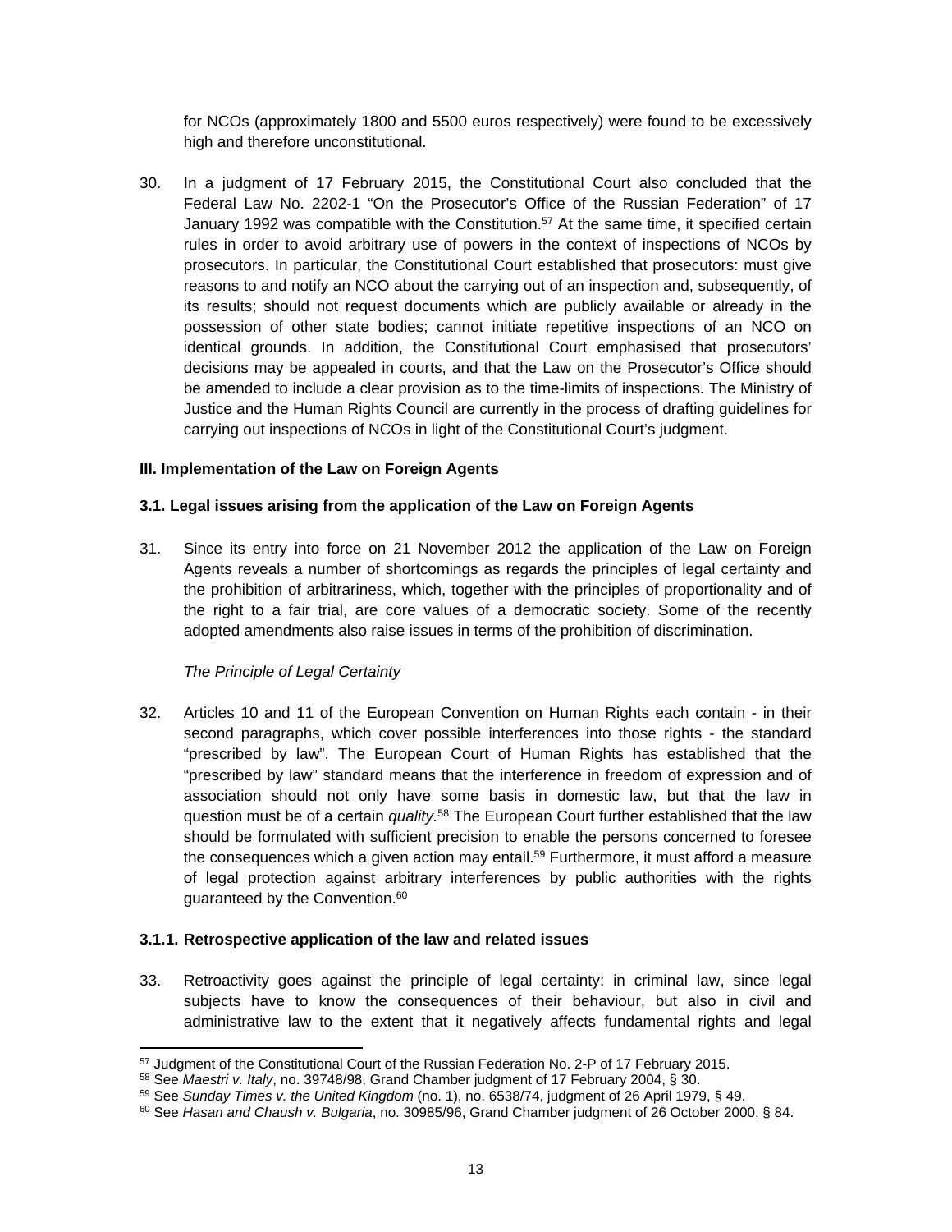for NCOs (approximately 1800 and 5500 euros respectively) were found to be excessively high and therefore unconstitutional.

30. In a judgment of 17 February 2015, the Constitutional Court also concluded that the Federal Law No. 2202-1 "On the Prosecutor's Office of the Russian Federation" of 17 January 1992 was compatible with the Constitution.[57] At the same time, it specified certain rules in order to avoid arbitrary use of powers in the context of inspections of NCOs by prosecutors. In particular, the Constitutional Court established that prosecutors: must give reasons to and notify an NCO about the carrying out of an inspection and, subsequently, of its results; should not request documents which are publicly available or already in the possession of other state bodies; cannot initiate repetitive inspections of an NCO on identical grounds. In addition, the Constitutional Court emphasised that prosecutors' decisions may be appealed in courts, and that the Law on the Prosecutor's Office should be amended to include a clear provision as to the time-limits of inspections. The Ministry of Justice and the Human Rights Council are currently in the process of drafting guidelines for carrying out inspections of NCOs in light of the Constitutional Court's judgment.

## III. Implementation of the Law on Foreign Agents

### 3.1. Legal issues arising from the application of the Law on Foreign Agents

31. Since its entry into force on 21 November 2012 the application of the Law on Foreign Agents reveals a number of shortcomings as regards the principles of legal certainty and the prohibition of arbitrariness, which, together with the principles of proportionality and of the right to a fair trial, are core values of a democratic society. Some of the recently adopted amendments also raise issues in terms of the prohibition of discrimination.

*The Principle of Legal Certainty*

32. Articles 10 and 11 of the European Convention on Human Rights each contain - in their second paragraphs, which cover possible interferences into those rights - the standard "prescribed by law". The European Court of Human Rights has established that the "prescribed by law" standard means that the interference in freedom of expression and of association should not only have some basis in domestic law, but that the law in question must be of a certain *quality.*[58] The European Court further established that the law should be formulated with sufficient precision to enable the persons concerned to foresee the consequences which a given action may entail.[59] Furthermore, it must afford a measure of legal protection against arbitrary interferences by public authorities with the rights guaranteed by the Convention.[60]

#### 3.1.1. Retrospective application of the law and related issues

33. Retroactivity goes against the principle of legal certainty: in criminal law, since legal subjects have to know the consequences of their behaviour, but also in civil and administrative law to the extent that it negatively affects fundamental rights and legal

---

[57] Judgment of the Constitutional Court of the Russian Federation No. 2-P of 17 February 2015.
[58] See *Maestri v. Italy*, no. 39748/98, Grand Chamber judgment of 17 February 2004, § 30.
[59] See *Sunday Times v. the United Kingdom* (no. 1), no. 6538/74, judgment of 26 April 1979, § 49.
[60] See *Hasan and Chaush v. Bulgaria*, no. 30985/96, Grand Chamber judgment of 26 October 2000, § 84.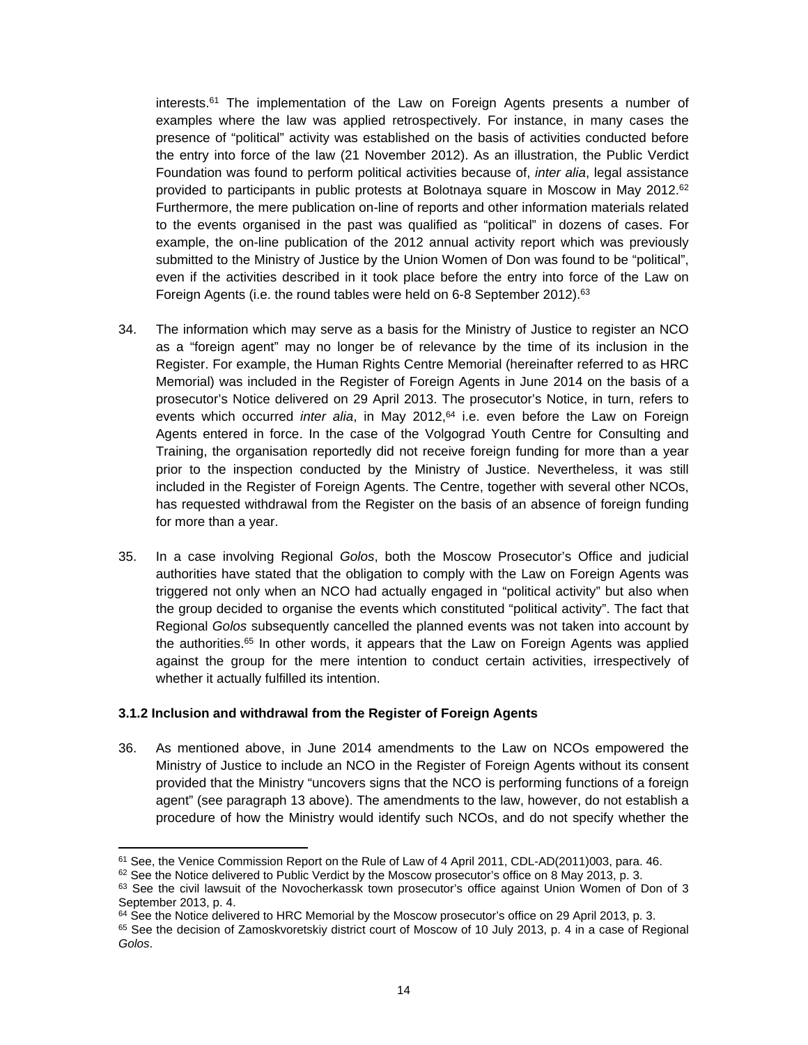interests.[61] The implementation of the Law on Foreign Agents presents a number of examples where the law was applied retrospectively. For instance, in many cases the presence of "political" activity was established on the basis of activities conducted before the entry into force of the law (21 November 2012). As an illustration, the Public Verdict Foundation was found to perform political activities because of, *inter alia*, legal assistance provided to participants in public protests at Bolotnaya square in Moscow in May 2012.[62] Furthermore, the mere publication on-line of reports and other information materials related to the events organised in the past was qualified as "political" in dozens of cases. For example, the on-line publication of the 2012 annual activity report which was previously submitted to the Ministry of Justice by the Union Women of Don was found to be "political", even if the activities described in it took place before the entry into force of the Law on Foreign Agents (i.e. the round tables were held on 6-8 September 2012).[63]

34. The information which may serve as a basis for the Ministry of Justice to register an NCO as a "foreign agent" may no longer be of relevance by the time of its inclusion in the Register. For example, the Human Rights Centre Memorial (hereinafter referred to as HRC Memorial) was included in the Register of Foreign Agents in June 2014 on the basis of a prosecutor's Notice delivered on 29 April 2013. The prosecutor's Notice, in turn, refers to events which occurred *inter alia*, in May 2012,[64] i.e. even before the Law on Foreign Agents entered in force. In the case of the Volgograd Youth Centre for Consulting and Training, the organisation reportedly did not receive foreign funding for more than a year prior to the inspection conducted by the Ministry of Justice. Nevertheless, it was still included in the Register of Foreign Agents. The Centre, together with several other NCOs, has requested withdrawal from the Register on the basis of an absence of foreign funding for more than a year.

35. In a case involving Regional *Golos*, both the Moscow Prosecutor's Office and judicial authorities have stated that the obligation to comply with the Law on Foreign Agents was triggered not only when an NCO had actually engaged in "political activity" but also when the group decided to organise the events which constituted "political activity". The fact that Regional *Golos* subsequently cancelled the planned events was not taken into account by the authorities.[65] In other words, it appears that the Law on Foreign Agents was applied against the group for the mere intention to conduct certain activities, irrespectively of whether it actually fulfilled its intention.

### 3.1.2 Inclusion and withdrawal from the Register of Foreign Agents

36. As mentioned above, in June 2014 amendments to the Law on NCOs empowered the Ministry of Justice to include an NCO in the Register of Foreign Agents without its consent provided that the Ministry "uncovers signs that the NCO is performing functions of a foreign agent" (see paragraph 13 above). The amendments to the law, however, do not establish a procedure of how the Ministry would identify such NCOs, and do not specify whether the

---

[61] See, the Venice Commission Report on the Rule of Law of 4 April 2011, CDL-AD(2011)003, para. 46.

[62] See the Notice delivered to Public Verdict by the Moscow prosecutor's office on 8 May 2013, p. 3.

[63] See the civil lawsuit of the Novocherkassk town prosecutor's office against Union Women of Don of 3 September 2013, p. 4.

[64] See the Notice delivered to HRC Memorial by the Moscow prosecutor's office on 29 April 2013, p. 3.

[65] See the decision of Zamoskvoretskiy district court of Moscow of 10 July 2013, p. 4 in a case of Regional *Golos*.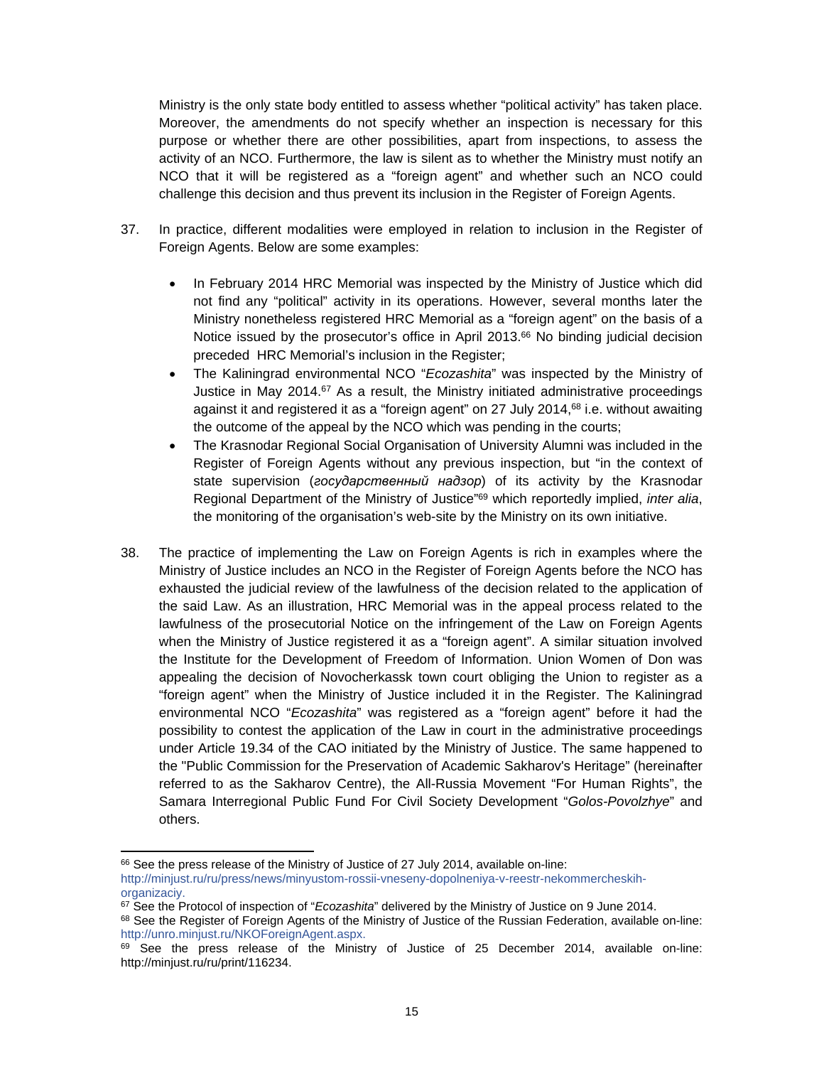Ministry is the only state body entitled to assess whether "political activity" has taken place. Moreover, the amendments do not specify whether an inspection is necessary for this purpose or whether there are other possibilities, apart from inspections, to assess the activity of an NCO. Furthermore, the law is silent as to whether the Ministry must notify an NCO that it will be registered as a "foreign agent" and whether such an NCO could challenge this decision and thus prevent its inclusion in the Register of Foreign Agents.

37. In practice, different modalities were employed in relation to inclusion in the Register of Foreign Agents. Below are some examples:

- In February 2014 HRC Memorial was inspected by the Ministry of Justice which did not find any "political" activity in its operations. However, several months later the Ministry nonetheless registered HRC Memorial as a "foreign agent" on the basis of a Notice issued by the prosecutor's office in April 2013.[66] No binding judicial decision preceded HRC Memorial's inclusion in the Register;
- The Kaliningrad environmental NCO "*Ecozashita*" was inspected by the Ministry of Justice in May 2014.[67] As a result, the Ministry initiated administrative proceedings against it and registered it as a "foreign agent" on 27 July 2014,[68] i.e. without awaiting the outcome of the appeal by the NCO which was pending in the courts;
- The Krasnodar Regional Social Organisation of University Alumni was included in the Register of Foreign Agents without any previous inspection, but "in the context of state supervision (*государственный надзор*) of its activity by the Krasnodar Regional Department of the Ministry of Justice"[69] which reportedly implied, *inter alia*, the monitoring of the organisation's web-site by the Ministry on its own initiative.

38. The practice of implementing the Law on Foreign Agents is rich in examples where the Ministry of Justice includes an NCO in the Register of Foreign Agents before the NCO has exhausted the judicial review of the lawfulness of the decision related to the application of the said Law. As an illustration, HRC Memorial was in the appeal process related to the lawfulness of the prosecutorial Notice on the infringement of the Law on Foreign Agents when the Ministry of Justice registered it as a "foreign agent". A similar situation involved the Institute for the Development of Freedom of Information. Union Women of Don was appealing the decision of Novocherkassk town court obliging the Union to register as a "foreign agent" when the Ministry of Justice included it in the Register. The Kaliningrad environmental NCO "*Ecozashita*" was registered as a "foreign agent" before it had the possibility to contest the application of the Law in court in the administrative proceedings under Article 19.34 of the CAO initiated by the Ministry of Justice. The same happened to the "Public Commission for the Preservation of Academic Sakharov's Heritage" (hereinafter referred to as the Sakharov Centre), the All-Russia Movement "For Human Rights", the Samara Interregional Public Fund For Civil Society Development "*Golos-Povolzhye*" and others.

---

[66] See the press release of the Ministry of Justice of 27 July 2014, available on-line: http://minjust.ru/ru/press/news/minyustom-rossii-vneseny-dopolneniya-v-reestr-nekommercheskih-organizaciy.

[67] See the Protocol of inspection of "*Ecozashita*" delivered by the Ministry of Justice on 9 June 2014.

[68] See the Register of Foreign Agents of the Ministry of Justice of the Russian Federation, available on-line: http://unro.minjust.ru/NKOForeignAgent.aspx.

[69] See the press release of the Ministry of Justice of 25 December 2014, available on-line: http://minjust.ru/ru/print/116234.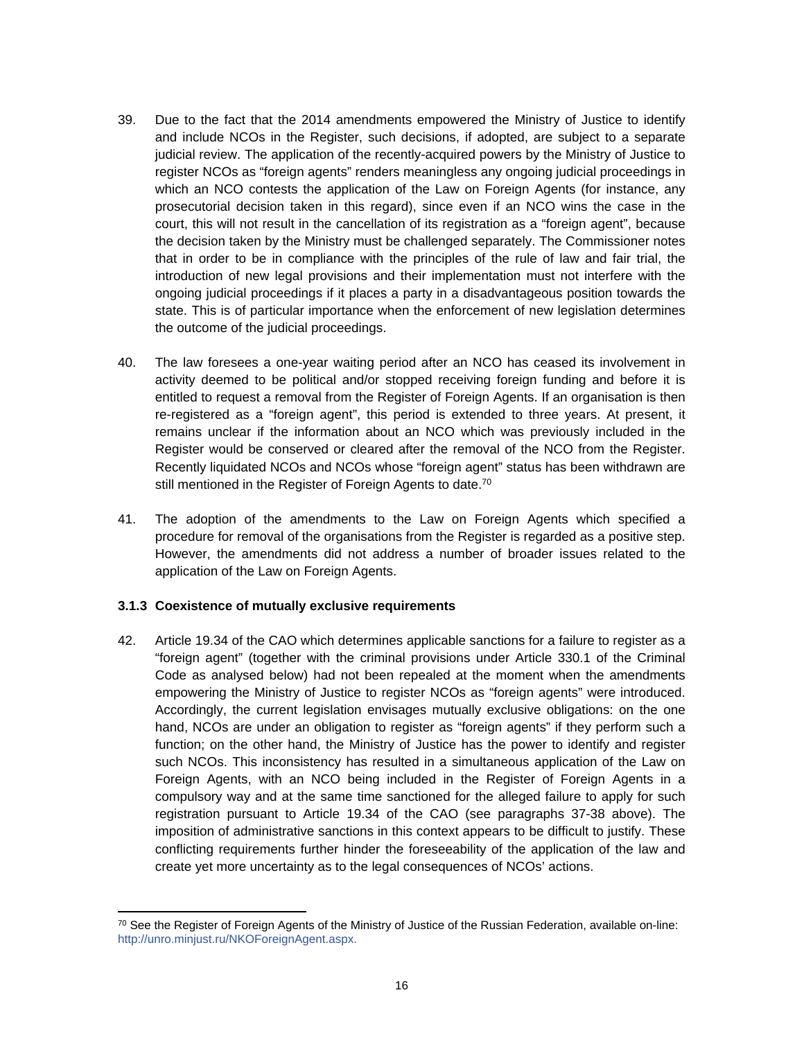39. Due to the fact that the 2014 amendments empowered the Ministry of Justice to identify and include NCOs in the Register, such decisions, if adopted, are subject to a separate judicial review. The application of the recently-acquired powers by the Ministry of Justice to register NCOs as "foreign agents" renders meaningless any ongoing judicial proceedings in which an NCO contests the application of the Law on Foreign Agents (for instance, any prosecutorial decision taken in this regard), since even if an NCO wins the case in the court, this will not result in the cancellation of its registration as a "foreign agent", because the decision taken by the Ministry must be challenged separately. The Commissioner notes that in order to be in compliance with the principles of the rule of law and fair trial, the introduction of new legal provisions and their implementation must not interfere with the ongoing judicial proceedings if it places a party in a disadvantageous position towards the state. This is of particular importance when the enforcement of new legislation determines the outcome of the judicial proceedings.

40. The law foresees a one-year waiting period after an NCO has ceased its involvement in activity deemed to be political and/or stopped receiving foreign funding and before it is entitled to request a removal from the Register of Foreign Agents. If an organisation is then re-registered as a "foreign agent", this period is extended to three years. At present, it remains unclear if the information about an NCO which was previously included in the Register would be conserved or cleared after the removal of the NCO from the Register. Recently liquidated NCOs and NCOs whose "foreign agent" status has been withdrawn are still mentioned in the Register of Foreign Agents to date.[70]

41. The adoption of the amendments to the Law on Foreign Agents which specified a procedure for removal of the organisations from the Register is regarded as a positive step. However, the amendments did not address a number of broader issues related to the application of the Law on Foreign Agents.

### 3.1.3 Coexistence of mutually exclusive requirements

42. Article 19.34 of the CAO which determines applicable sanctions for a failure to register as a "foreign agent" (together with the criminal provisions under Article 330.1 of the Criminal Code as analysed below) had not been repealed at the moment when the amendments empowering the Ministry of Justice to register NCOs as "foreign agents" were introduced. Accordingly, the current legislation envisages mutually exclusive obligations: on the one hand, NCOs are under an obligation to register as "foreign agents" if they perform such a function; on the other hand, the Ministry of Justice has the power to identify and register such NCOs. This inconsistency has resulted in a simultaneous application of the Law on Foreign Agents, with an NCO being included in the Register of Foreign Agents in a compulsory way and at the same time sanctioned for the alleged failure to apply for such registration pursuant to Article 19.34 of the CAO (see paragraphs 37-38 above). The imposition of administrative sanctions in this context appears to be difficult to justify. These conflicting requirements further hinder the foreseeability of the application of the law and create yet more uncertainty as to the legal consequences of NCOs' actions.

---

[70] See the Register of Foreign Agents of the Ministry of Justice of the Russian Federation, available on-line: http://unro.minjust.ru/NKOForeignAgent.aspx.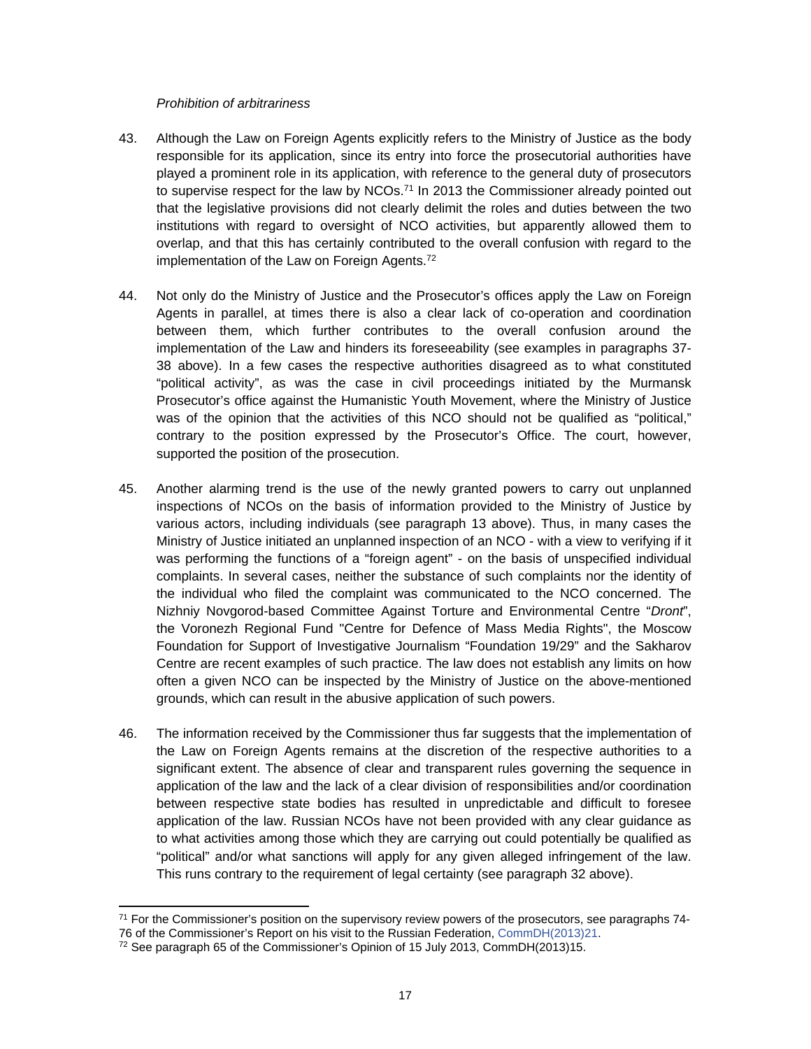*Prohibition of arbitrariness*

43. Although the Law on Foreign Agents explicitly refers to the Ministry of Justice as the body responsible for its application, since its entry into force the prosecutorial authorities have played a prominent role in its application, with reference to the general duty of prosecutors to supervise respect for the law by NCOs.[71] In 2013 the Commissioner already pointed out that the legislative provisions did not clearly delimit the roles and duties between the two institutions with regard to oversight of NCO activities, but apparently allowed them to overlap, and that this has certainly contributed to the overall confusion with regard to the implementation of the Law on Foreign Agents.[72]

44. Not only do the Ministry of Justice and the Prosecutor's offices apply the Law on Foreign Agents in parallel, at times there is also a clear lack of co-operation and coordination between them, which further contributes to the overall confusion around the implementation of the Law and hinders its foreseeability (see examples in paragraphs 37-38 above). In a few cases the respective authorities disagreed as to what constituted "political activity", as was the case in civil proceedings initiated by the Murmansk Prosecutor's office against the Humanistic Youth Movement, where the Ministry of Justice was of the opinion that the activities of this NCO should not be qualified as "political," contrary to the position expressed by the Prosecutor's Office. The court, however, supported the position of the prosecution.

45. Another alarming trend is the use of the newly granted powers to carry out unplanned inspections of NCOs on the basis of information provided to the Ministry of Justice by various actors, including individuals (see paragraph 13 above). Thus, in many cases the Ministry of Justice initiated an unplanned inspection of an NCO - with a view to verifying if it was performing the functions of a "foreign agent" - on the basis of unspecified individual complaints. In several cases, neither the substance of such complaints nor the identity of the individual who filed the complaint was communicated to the NCO concerned. The Nizhniy Novgorod-based Committee Against Torture and Environmental Centre "*Dront*", the Voronezh Regional Fund "Centre for Defence of Mass Media Rights", the Moscow Foundation for Support of Investigative Journalism "Foundation 19/29" and the Sakharov Centre are recent examples of such practice. The law does not establish any limits on how often a given NCO can be inspected by the Ministry of Justice on the above-mentioned grounds, which can result in the abusive application of such powers.

46. The information received by the Commissioner thus far suggests that the implementation of the Law on Foreign Agents remains at the discretion of the respective authorities to a significant extent. The absence of clear and transparent rules governing the sequence in application of the law and the lack of a clear division of responsibilities and/or coordination between respective state bodies has resulted in unpredictable and difficult to foresee application of the law. Russian NCOs have not been provided with any clear guidance as to what activities among those which they are carrying out could potentially be qualified as "political" and/or what sanctions will apply for any given alleged infringement of the law. This runs contrary to the requirement of legal certainty (see paragraph 32 above).

---

[71] For the Commissioner's position on the supervisory review powers of the prosecutors, see paragraphs 74-76 of the Commissioner's Report on his visit to the Russian Federation, CommDH(2013)21.

[72] See paragraph 65 of the Commissioner's Opinion of 15 July 2013, CommDH(2013)15.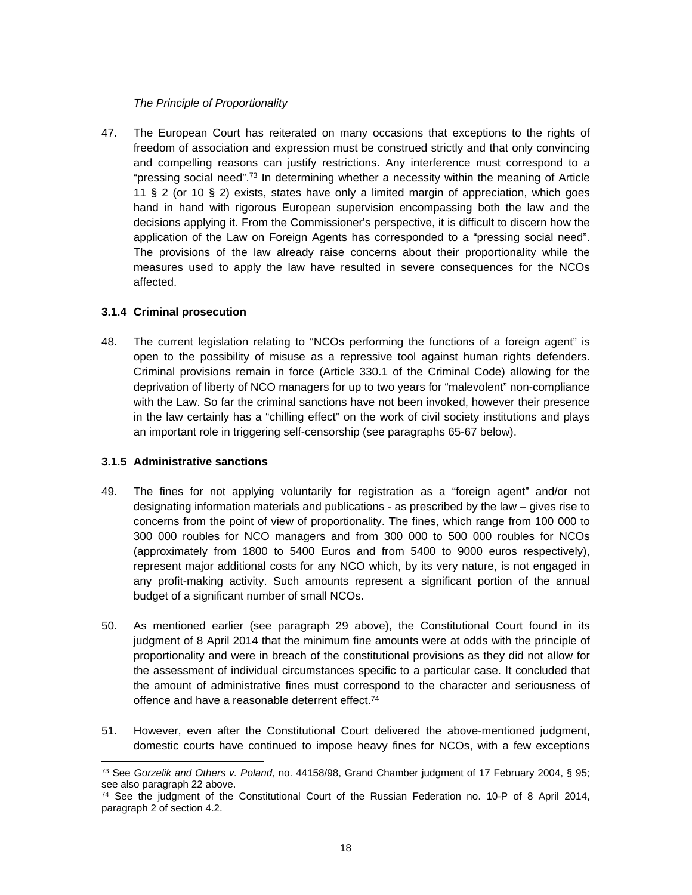*The Principle of Proportionality*

47. The European Court has reiterated on many occasions that exceptions to the rights of freedom of association and expression must be construed strictly and that only convincing and compelling reasons can justify restrictions. Any interference must correspond to a "pressing social need".[73] In determining whether a necessity within the meaning of Article 11 § 2 (or 10 § 2) exists, states have only a limited margin of appreciation, which goes hand in hand with rigorous European supervision encompassing both the law and the decisions applying it. From the Commissioner's perspective, it is difficult to discern how the application of the Law on Foreign Agents has corresponded to a "pressing social need". The provisions of the law already raise concerns about their proportionality while the measures used to apply the law have resulted in severe consequences for the NCOs affected.

### 3.1.4 Criminal prosecution

48. The current legislation relating to "NCOs performing the functions of a foreign agent" is open to the possibility of misuse as a repressive tool against human rights defenders. Criminal provisions remain in force (Article 330.1 of the Criminal Code) allowing for the deprivation of liberty of NCO managers for up to two years for "malevolent" non-compliance with the Law. So far the criminal sanctions have not been invoked, however their presence in the law certainly has a "chilling effect" on the work of civil society institutions and plays an important role in triggering self-censorship (see paragraphs 65-67 below).

### 3.1.5 Administrative sanctions

49. The fines for not applying voluntarily for registration as a "foreign agent" and/or not designating information materials and publications - as prescribed by the law – gives rise to concerns from the point of view of proportionality. The fines, which range from 100 000 to 300 000 roubles for NCO managers and from 300 000 to 500 000 roubles for NCOs (approximately from 1800 to 5400 Euros and from 5400 to 9000 euros respectively), represent major additional costs for any NCO which, by its very nature, is not engaged in any profit-making activity. Such amounts represent a significant portion of the annual budget of a significant number of small NCOs.

50. As mentioned earlier (see paragraph 29 above), the Constitutional Court found in its judgment of 8 April 2014 that the minimum fine amounts were at odds with the principle of proportionality and were in breach of the constitutional provisions as they did not allow for the assessment of individual circumstances specific to a particular case. It concluded that the amount of administrative fines must correspond to the character and seriousness of offence and have a reasonable deterrent effect.[74]

51. However, even after the Constitutional Court delivered the above-mentioned judgment, domestic courts have continued to impose heavy fines for NCOs, with a few exceptions

---

[73] See *Gorzelik and Others v. Poland*, no. 44158/98, Grand Chamber judgment of 17 February 2004, § 95; see also paragraph 22 above.

[74] See the judgment of the Constitutional Court of the Russian Federation no. 10-P of 8 April 2014, paragraph 2 of section 4.2.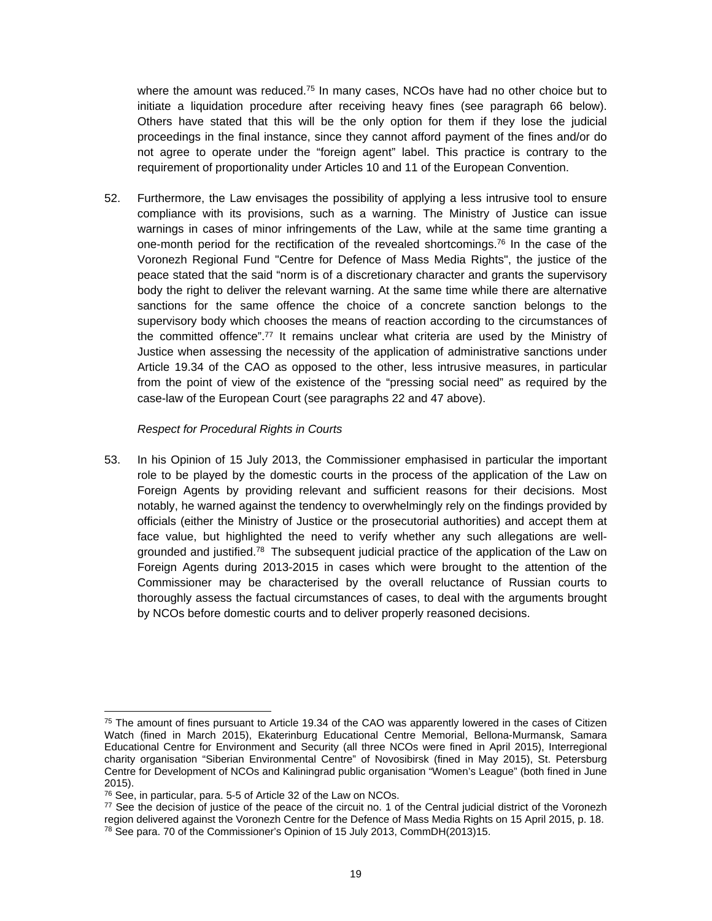where the amount was reduced.[75] In many cases, NCOs have had no other choice but to initiate a liquidation procedure after receiving heavy fines (see paragraph 66 below). Others have stated that this will be the only option for them if they lose the judicial proceedings in the final instance, since they cannot afford payment of the fines and/or do not agree to operate under the "foreign agent" label. This practice is contrary to the requirement of proportionality under Articles 10 and 11 of the European Convention.

52. Furthermore, the Law envisages the possibility of applying a less intrusive tool to ensure compliance with its provisions, such as a warning. The Ministry of Justice can issue warnings in cases of minor infringements of the Law, while at the same time granting a one-month period for the rectification of the revealed shortcomings.[76] In the case of the Voronezh Regional Fund "Centre for Defence of Mass Media Rights", the justice of the peace stated that the said "norm is of a discretionary character and grants the supervisory body the right to deliver the relevant warning. At the same time while there are alternative sanctions for the same offence the choice of a concrete sanction belongs to the supervisory body which chooses the means of reaction according to the circumstances of the committed offence".[77] It remains unclear what criteria are used by the Ministry of Justice when assessing the necessity of the application of administrative sanctions under Article 19.34 of the CAO as opposed to the other, less intrusive measures, in particular from the point of view of the existence of the "pressing social need" as required by the case-law of the European Court (see paragraphs 22 and 47 above).

*Respect for Procedural Rights in Courts*

53. In his Opinion of 15 July 2013, the Commissioner emphasised in particular the important role to be played by the domestic courts in the process of the application of the Law on Foreign Agents by providing relevant and sufficient reasons for their decisions. Most notably, he warned against the tendency to overwhelmingly rely on the findings provided by officials (either the Ministry of Justice or the prosecutorial authorities) and accept them at face value, but highlighted the need to verify whether any such allegations are well-grounded and justified.[78] The subsequent judicial practice of the application of the Law on Foreign Agents during 2013-2015 in cases which were brought to the attention of the Commissioner may be characterised by the overall reluctance of Russian courts to thoroughly assess the factual circumstances of cases, to deal with the arguments brought by NCOs before domestic courts and to deliver properly reasoned decisions.

---

[75] The amount of fines pursuant to Article 19.34 of the CAO was apparently lowered in the cases of Citizen Watch (fined in March 2015), Ekaterinburg Educational Centre Memorial, Bellona-Murmansk, Samara Educational Centre for Environment and Security (all three NCOs were fined in April 2015), Interregional charity organisation "Siberian Environmental Centre" of Novosibirsk (fined in May 2015), St. Petersburg Centre for Development of NCOs and Kaliningrad public organisation "Women's League" (both fined in June 2015).

[76] See, in particular, para. 5-5 of Article 32 of the Law on NCOs.

[77] See the decision of justice of the peace of the circuit no. 1 of the Central judicial district of the Voronezh region delivered against the Voronezh Centre for the Defence of Mass Media Rights on 15 April 2015, p. 18.

[78] See para. 70 of the Commissioner's Opinion of 15 July 2013, CommDH(2013)15.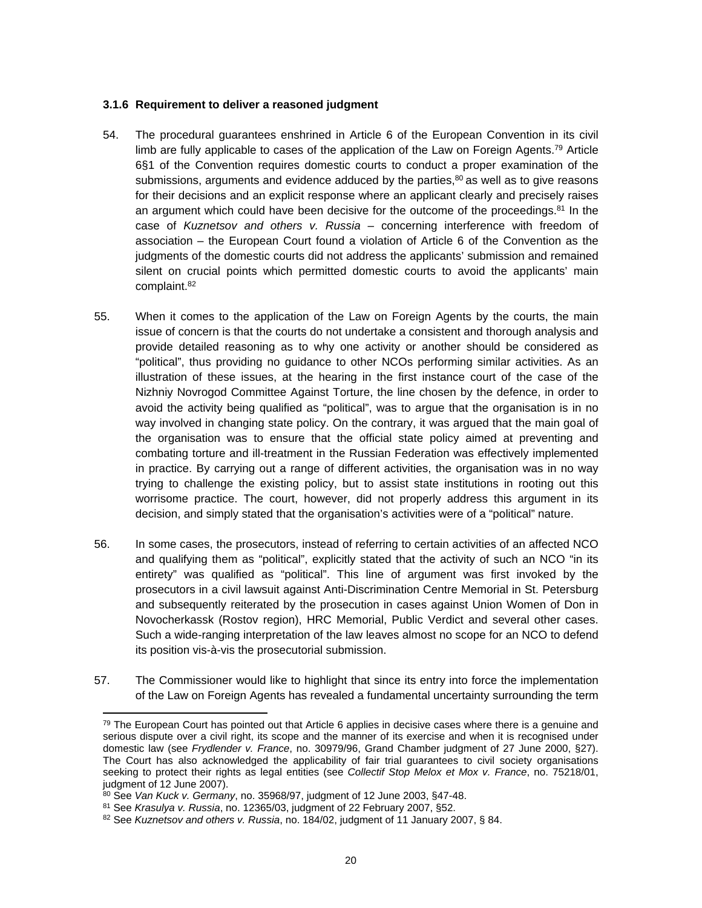### 3.1.6 Requirement to deliver a reasoned judgment

54. The procedural guarantees enshrined in Article 6 of the European Convention in its civil limb are fully applicable to cases of the application of the Law on Foreign Agents.[79] Article 6§1 of the Convention requires domestic courts to conduct a proper examination of the submissions, arguments and evidence adduced by the parties,[80] as well as to give reasons for their decisions and an explicit response where an applicant clearly and precisely raises an argument which could have been decisive for the outcome of the proceedings.[81] In the case of *Kuznetsov and others v. Russia* – concerning interference with freedom of association – the European Court found a violation of Article 6 of the Convention as the judgments of the domestic courts did not address the applicants' submission and remained silent on crucial points which permitted domestic courts to avoid the applicants' main complaint.[82]

55. When it comes to the application of the Law on Foreign Agents by the courts, the main issue of concern is that the courts do not undertake a consistent and thorough analysis and provide detailed reasoning as to why one activity or another should be considered as "political", thus providing no guidance to other NCOs performing similar activities. As an illustration of these issues, at the hearing in the first instance court of the case of the Nizhniy Novrogod Committee Against Torture, the line chosen by the defence, in order to avoid the activity being qualified as "political", was to argue that the organisation is in no way involved in changing state policy. On the contrary, it was argued that the main goal of the organisation was to ensure that the official state policy aimed at preventing and combating torture and ill-treatment in the Russian Federation was effectively implemented in practice. By carrying out a range of different activities, the organisation was in no way trying to challenge the existing policy, but to assist state institutions in rooting out this worrisome practice. The court, however, did not properly address this argument in its decision, and simply stated that the organisation's activities were of a "political" nature.

56. In some cases, the prosecutors, instead of referring to certain activities of an affected NCO and qualifying them as "political", explicitly stated that the activity of such an NCO "in its entirety" was qualified as "political". This line of argument was first invoked by the prosecutors in a civil lawsuit against Anti-Discrimination Centre Memorial in St. Petersburg and subsequently reiterated by the prosecution in cases against Union Women of Don in Novocherkassk (Rostov region), HRC Memorial, Public Verdict and several other cases. Such a wide-ranging interpretation of the law leaves almost no scope for an NCO to defend its position vis-à-vis the prosecutorial submission.

57. The Commissioner would like to highlight that since its entry into force the implementation of the Law on Foreign Agents has revealed a fundamental uncertainty surrounding the term

---

[79] The European Court has pointed out that Article 6 applies in decisive cases where there is a genuine and serious dispute over a civil right, its scope and the manner of its exercise and when it is recognised under domestic law (see *Frydlender v. France*, no. 30979/96, Grand Chamber judgment of 27 June 2000, §27). The Court has also acknowledged the applicability of fair trial guarantees to civil society organisations seeking to protect their rights as legal entities (see *Collectif Stop Melox et Mox v. France*, no. 75218/01, judgment of 12 June 2007).

[80] See *Van Kuck v. Germany*, no. 35968/97, judgment of 12 June 2003, §47-48.

[81] See *Krasulya v. Russia*, no. 12365/03, judgment of 22 February 2007, §52.

[82] See *Kuznetsov and others v. Russia*, no. 184/02, judgment of 11 January 2007, § 84.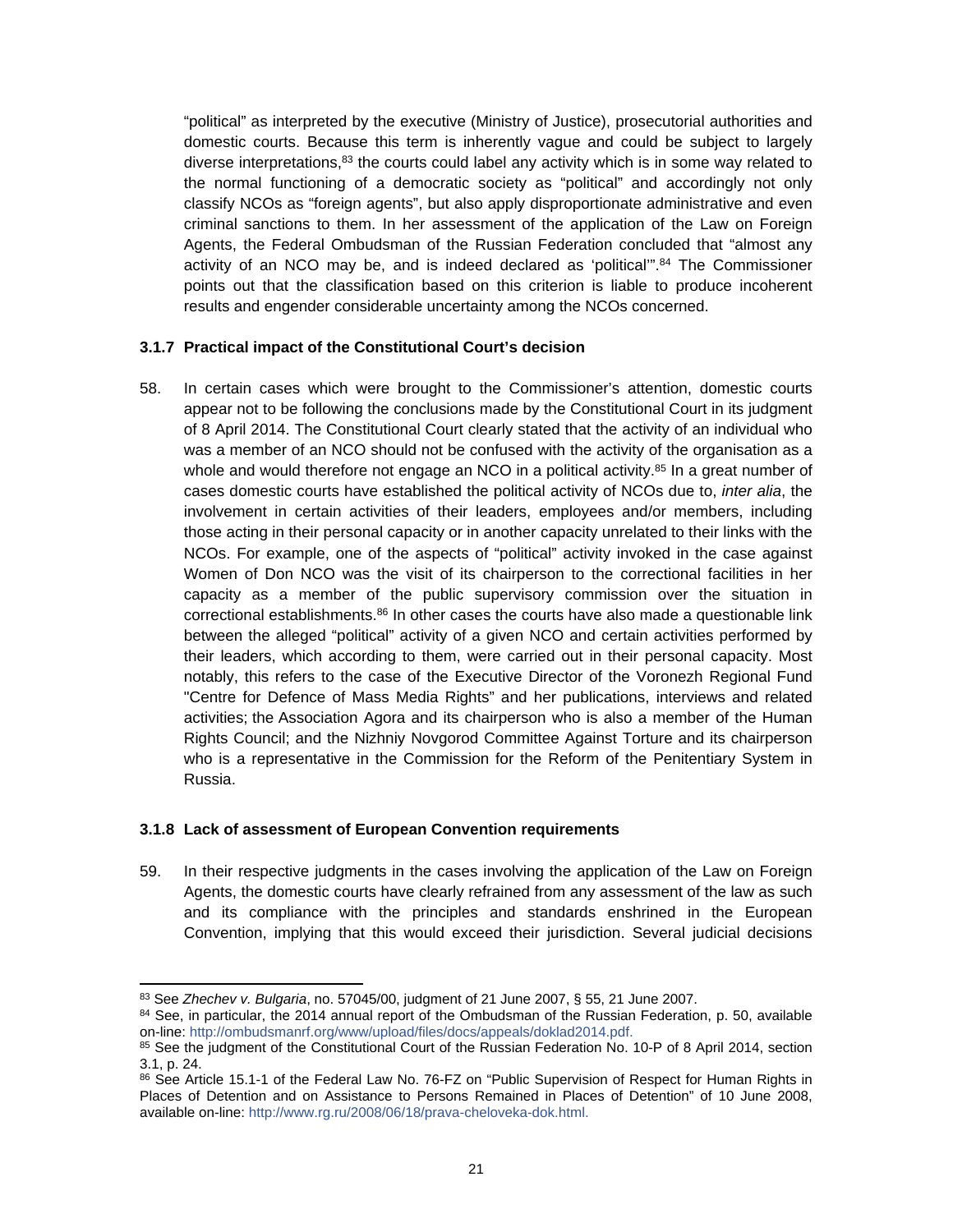"political" as interpreted by the executive (Ministry of Justice), prosecutorial authorities and domestic courts. Because this term is inherently vague and could be subject to largely diverse interpretations,[83] the courts could label any activity which is in some way related to the normal functioning of a democratic society as "political" and accordingly not only classify NCOs as "foreign agents", but also apply disproportionate administrative and even criminal sanctions to them. In her assessment of the application of the Law on Foreign Agents, the Federal Ombudsman of the Russian Federation concluded that "almost any activity of an NCO may be, and is indeed declared as 'political'".[84] The Commissioner points out that the classification based on this criterion is liable to produce incoherent results and engender considerable uncertainty among the NCOs concerned.

### 3.1.7 Practical impact of the Constitutional Court's decision

58. In certain cases which were brought to the Commissioner's attention, domestic courts appear not to be following the conclusions made by the Constitutional Court in its judgment of 8 April 2014. The Constitutional Court clearly stated that the activity of an individual who was a member of an NCO should not be confused with the activity of the organisation as a whole and would therefore not engage an NCO in a political activity.[85] In a great number of cases domestic courts have established the political activity of NCOs due to, *inter alia*, the involvement in certain activities of their leaders, employees and/or members, including those acting in their personal capacity or in another capacity unrelated to their links with the NCOs. For example, one of the aspects of "political" activity invoked in the case against Women of Don NCO was the visit of its chairperson to the correctional facilities in her capacity as a member of the public supervisory commission over the situation in correctional establishments.[86] In other cases the courts have also made a questionable link between the alleged "political" activity of a given NCO and certain activities performed by their leaders, which according to them, were carried out in their personal capacity. Most notably, this refers to the case of the Executive Director of the Voronezh Regional Fund "Centre for Defence of Mass Media Rights" and her publications, interviews and related activities; the Association Agora and its chairperson who is also a member of the Human Rights Council; and the Nizhniy Novgorod Committee Against Torture and its chairperson who is a representative in the Commission for the Reform of the Penitentiary System in Russia.

### 3.1.8 Lack of assessment of European Convention requirements

59. In their respective judgments in the cases involving the application of the Law on Foreign Agents, the domestic courts have clearly refrained from any assessment of the law as such and its compliance with the principles and standards enshrined in the European Convention, implying that this would exceed their jurisdiction. Several judicial decisions

---

[83] See *Zhechev v. Bulgaria*, no. 57045/00, judgment of 21 June 2007, § 55, 21 June 2007.

[84] See, in particular, the 2014 annual report of the Ombudsman of the Russian Federation, p. 50, available on-line: http://ombudsmanrf.org/www/upload/files/docs/appeals/doklad2014.pdf.

[85] See the judgment of the Constitutional Court of the Russian Federation No. 10-P of 8 April 2014, section 3.1, p. 24.

[86] See Article 15.1-1 of the Federal Law No. 76-FZ on "Public Supervision of Respect for Human Rights in Places of Detention and on Assistance to Persons Remained in Places of Detention" of 10 June 2008, available on-line: http://www.rg.ru/2008/06/18/prava-cheloveka-dok.html.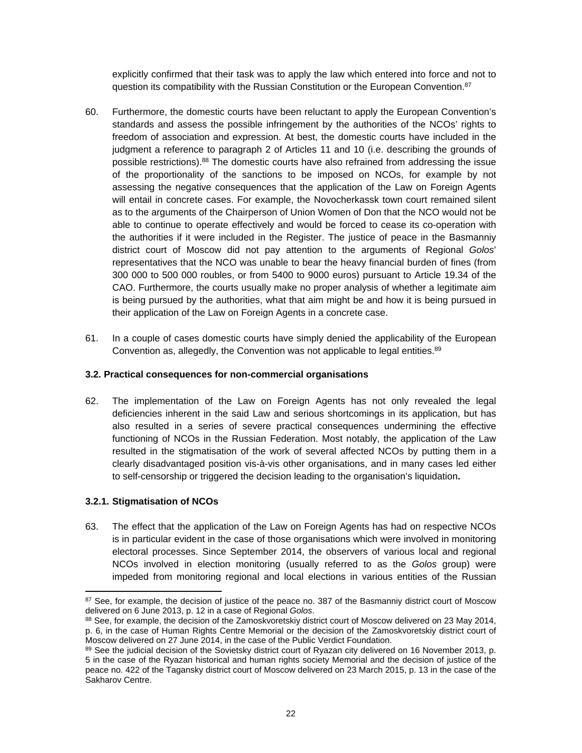explicitly confirmed that their task was to apply the law which entered into force and not to question its compatibility with the Russian Constitution or the European Convention.[87]

60. Furthermore, the domestic courts have been reluctant to apply the European Convention's standards and assess the possible infringement by the authorities of the NCOs' rights to freedom of association and expression. At best, the domestic courts have included in the judgment a reference to paragraph 2 of Articles 11 and 10 (i.e. describing the grounds of possible restrictions).[88] The domestic courts have also refrained from addressing the issue of the proportionality of the sanctions to be imposed on NCOs, for example by not assessing the negative consequences that the application of the Law on Foreign Agents will entail in concrete cases. For example, the Novocherkassk town court remained silent as to the arguments of the Chairperson of Union Women of Don that the NCO would not be able to continue to operate effectively and would be forced to cease its co-operation with the authorities if it were included in the Register. The justice of peace in the Basmanniy district court of Moscow did not pay attention to the arguments of Regional *Golos*' representatives that the NCO was unable to bear the heavy financial burden of fines (from 300 000 to 500 000 roubles, or from 5400 to 9000 euros) pursuant to Article 19.34 of the CAO. Furthermore, the courts usually make no proper analysis of whether a legitimate aim is being pursued by the authorities, what that aim might be and how it is being pursued in their application of the Law on Foreign Agents in a concrete case.

61. In a couple of cases domestic courts have simply denied the applicability of the European Convention as, allegedly, the Convention was not applicable to legal entities.[89]

### 3.2. Practical consequences for non-commercial organisations

62. The implementation of the Law on Foreign Agents has not only revealed the legal deficiencies inherent in the said Law and serious shortcomings in its application, but has also resulted in a series of severe practical consequences undermining the effective functioning of NCOs in the Russian Federation. Most notably, the application of the Law resulted in the stigmatisation of the work of several affected NCOs by putting them in a clearly disadvantaged position vis-à-vis other organisations, and in many cases led either to self-censorship or triggered the decision leading to the organisation's liquidation**.**

#### 3.2.1. Stigmatisation of NCOs

63. The effect that the application of the Law on Foreign Agents has had on respective NCOs is in particular evident in the case of those organisations which were involved in monitoring electoral processes. Since September 2014, the observers of various local and regional NCOs involved in election monitoring (usually referred to as the *Golos* group) were impeded from monitoring regional and local elections in various entities of the Russian

---

[87] See, for example, the decision of justice of the peace no. 387 of the Basmanniy district court of Moscow delivered on 6 June 2013, p. 12 in a case of Regional *Golos*.

[88] See, for example, the decision of the Zamoskvoretskiy district court of Moscow delivered on 23 May 2014, p. 6, in the case of Human Rights Centre Memorial or the decision of the Zamoskvoretskiy district court of Moscow delivered on 27 June 2014, in the case of the Public Verdict Foundation.

[89] See the judicial decision of the Sovietsky district court of Ryazan city delivered on 16 November 2013, p. 5 in the case of the Ryazan historical and human rights society Memorial and the decision of justice of the peace no. 422 of the Tagansky district court of Moscow delivered on 23 March 2015, p. 13 in the case of the Sakharov Centre.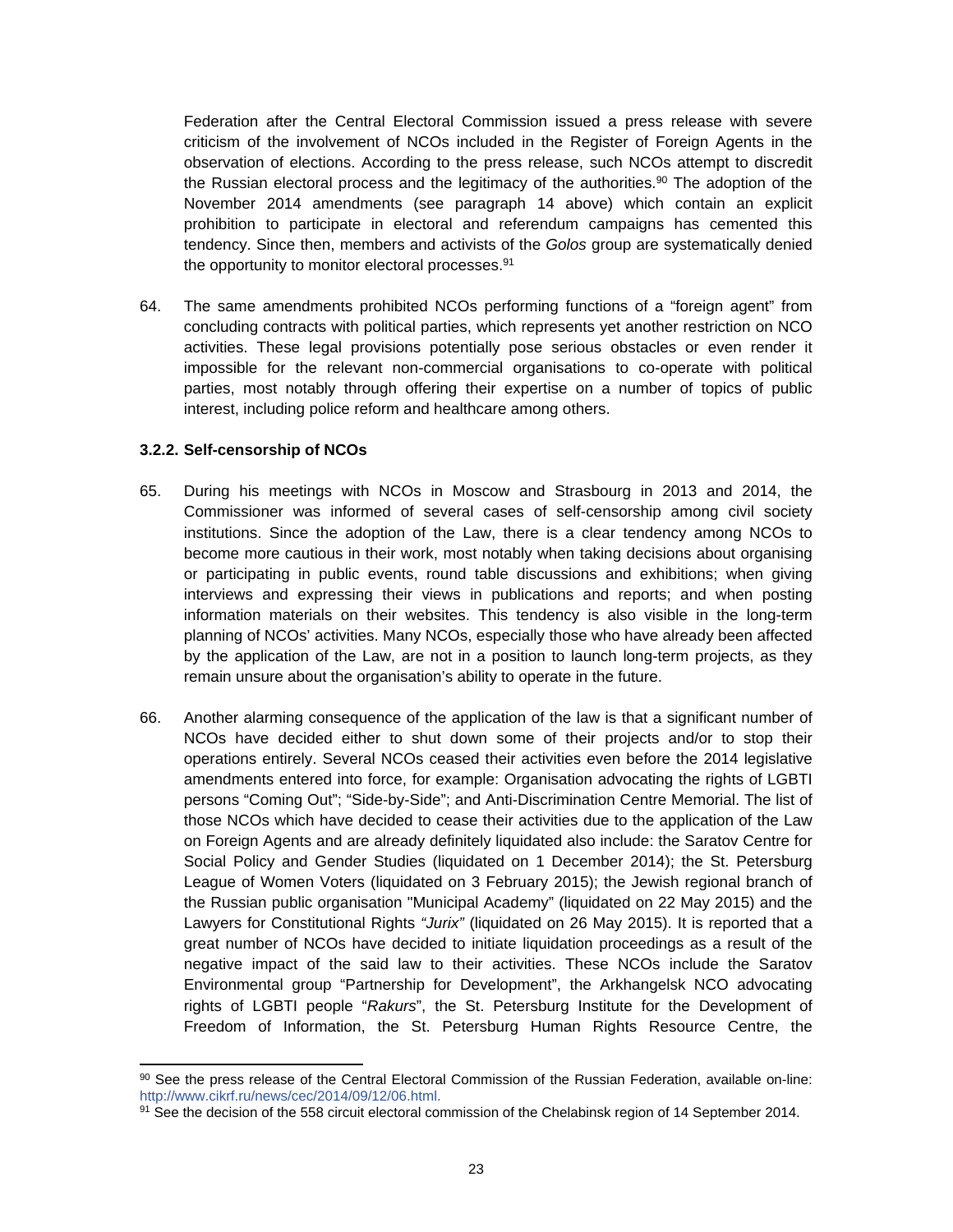Federation after the Central Electoral Commission issued a press release with severe criticism of the involvement of NCOs included in the Register of Foreign Agents in the observation of elections. According to the press release, such NCOs attempt to discredit the Russian electoral process and the legitimacy of the authorities.[90] The adoption of the November 2014 amendments (see paragraph 14 above) which contain an explicit prohibition to participate in electoral and referendum campaigns has cemented this tendency. Since then, members and activists of the *Golos* group are systematically denied the opportunity to monitor electoral processes.[91]

64. The same amendments prohibited NCOs performing functions of a "foreign agent" from concluding contracts with political parties, which represents yet another restriction on NCO activities. These legal provisions potentially pose serious obstacles or even render it impossible for the relevant non-commercial organisations to co-operate with political parties, most notably through offering their expertise on a number of topics of public interest, including police reform and healthcare among others.

### 3.2.2. Self-censorship of NCOs

65. During his meetings with NCOs in Moscow and Strasbourg in 2013 and 2014, the Commissioner was informed of several cases of self-censorship among civil society institutions. Since the adoption of the Law, there is a clear tendency among NCOs to become more cautious in their work, most notably when taking decisions about organising or participating in public events, round table discussions and exhibitions; when giving interviews and expressing their views in publications and reports; and when posting information materials on their websites. This tendency is also visible in the long-term planning of NCOs' activities. Many NCOs, especially those who have already been affected by the application of the Law, are not in a position to launch long-term projects, as they remain unsure about the organisation's ability to operate in the future.

66. Another alarming consequence of the application of the law is that a significant number of NCOs have decided either to shut down some of their projects and/or to stop their operations entirely. Several NCOs ceased their activities even before the 2014 legislative amendments entered into force, for example: Organisation advocating the rights of LGBTI persons "Coming Out"; "Side-by-Side"; and Anti-Discrimination Centre Memorial. The list of those NCOs which have decided to cease their activities due to the application of the Law on Foreign Agents and are already definitely liquidated also include: the Saratov Centre for Social Policy and Gender Studies (liquidated on 1 December 2014); the St. Petersburg League of Women Voters (liquidated on 3 February 2015); the Jewish regional branch of the Russian public organisation "Municipal Academy" (liquidated on 22 May 2015) and the Lawyers for Constitutional Rights *"Jurix"* (liquidated on 26 May 2015). It is reported that a great number of NCOs have decided to initiate liquidation proceedings as a result of the negative impact of the said law to their activities. These NCOs include the Saratov Environmental group "Partnership for Development", the Arkhangelsk NCO advocating rights of LGBTI people "*Rakurs*", the St. Petersburg Institute for the Development of Freedom of Information, the St. Petersburg Human Rights Resource Centre, the

---

[90] See the press release of the Central Electoral Commission of the Russian Federation, available on-line: http://www.cikrf.ru/news/cec/2014/09/12/06.html.

[91] See the decision of the 558 circuit electoral commission of the Chelabinsk region of 14 September 2014.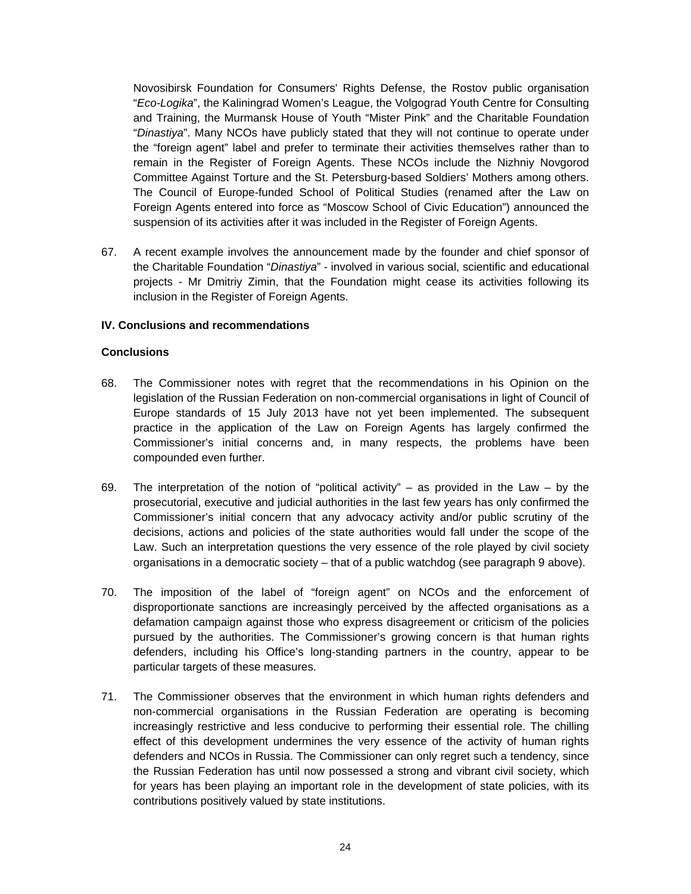Novosibirsk Foundation for Consumers' Rights Defense, the Rostov public organisation "*Eco-Logika*", the Kaliningrad Women's League, the Volgograd Youth Centre for Consulting and Training, the Murmansk House of Youth "Mister Pink" and the Charitable Foundation "*Dinastiya*". Many NCOs have publicly stated that they will not continue to operate under the "foreign agent" label and prefer to terminate their activities themselves rather than to remain in the Register of Foreign Agents. These NCOs include the Nizhniy Novgorod Committee Against Torture and the St. Petersburg-based Soldiers' Mothers among others. The Council of Europe-funded School of Political Studies (renamed after the Law on Foreign Agents entered into force as "Moscow School of Civic Education") announced the suspension of its activities after it was included in the Register of Foreign Agents.

67. A recent example involves the announcement made by the founder and chief sponsor of the Charitable Foundation "*Dinastiya*" - involved in various social, scientific and educational projects - Mr Dmitriy Zimin, that the Foundation might cease its activities following its inclusion in the Register of Foreign Agents.

## IV. Conclusions and recommendations

### Conclusions

68. The Commissioner notes with regret that the recommendations in his Opinion on the legislation of the Russian Federation on non-commercial organisations in light of Council of Europe standards of 15 July 2013 have not yet been implemented. The subsequent practice in the application of the Law on Foreign Agents has largely confirmed the Commissioner's initial concerns and, in many respects, the problems have been compounded even further.

69. The interpretation of the notion of "political activity" – as provided in the Law – by the prosecutorial, executive and judicial authorities in the last few years has only confirmed the Commissioner's initial concern that any advocacy activity and/or public scrutiny of the decisions, actions and policies of the state authorities would fall under the scope of the Law. Such an interpretation questions the very essence of the role played by civil society organisations in a democratic society – that of a public watchdog (see paragraph 9 above).

70. The imposition of the label of "foreign agent" on NCOs and the enforcement of disproportionate sanctions are increasingly perceived by the affected organisations as a defamation campaign against those who express disagreement or criticism of the policies pursued by the authorities. The Commissioner's growing concern is that human rights defenders, including his Office's long-standing partners in the country, appear to be particular targets of these measures.

71. The Commissioner observes that the environment in which human rights defenders and non-commercial organisations in the Russian Federation are operating is becoming increasingly restrictive and less conducive to performing their essential role. The chilling effect of this development undermines the very essence of the activity of human rights defenders and NCOs in Russia. The Commissioner can only regret such a tendency, since the Russian Federation has until now possessed a strong and vibrant civil society, which for years has been playing an important role in the development of state policies, with its contributions positively valued by state institutions.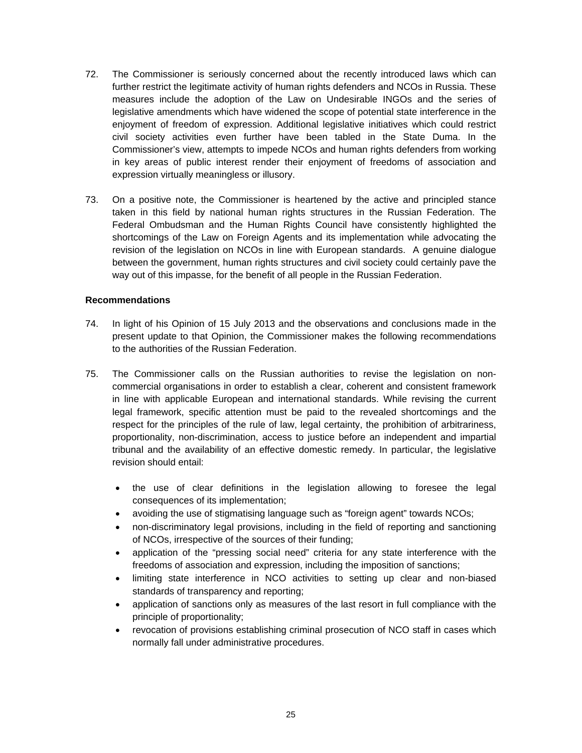72. The Commissioner is seriously concerned about the recently introduced laws which can further restrict the legitimate activity of human rights defenders and NCOs in Russia. These measures include the adoption of the Law on Undesirable INGOs and the series of legislative amendments which have widened the scope of potential state interference in the enjoyment of freedom of expression. Additional legislative initiatives which could restrict civil society activities even further have been tabled in the State Duma. In the Commissioner's view, attempts to impede NCOs and human rights defenders from working in key areas of public interest render their enjoyment of freedoms of association and expression virtually meaningless or illusory.

73. On a positive note, the Commissioner is heartened by the active and principled stance taken in this field by national human rights structures in the Russian Federation. The Federal Ombudsman and the Human Rights Council have consistently highlighted the shortcomings of the Law on Foreign Agents and its implementation while advocating the revision of the legislation on NCOs in line with European standards. A genuine dialogue between the government, human rights structures and civil society could certainly pave the way out of this impasse, for the benefit of all people in the Russian Federation.

**Recommendations**

74. In light of his Opinion of 15 July 2013 and the observations and conclusions made in the present update to that Opinion, the Commissioner makes the following recommendations to the authorities of the Russian Federation.

75. The Commissioner calls on the Russian authorities to revise the legislation on non-commercial organisations in order to establish a clear, coherent and consistent framework in line with applicable European and international standards. While revising the current legal framework, specific attention must be paid to the revealed shortcomings and the respect for the principles of the rule of law, legal certainty, the prohibition of arbitrariness, proportionality, non-discrimination, access to justice before an independent and impartial tribunal and the availability of an effective domestic remedy. In particular, the legislative revision should entail:

   - the use of clear definitions in the legislation allowing to foresee the legal consequences of its implementation;
   - avoiding the use of stigmatising language such as "foreign agent" towards NCOs;
   - non-discriminatory legal provisions, including in the field of reporting and sanctioning of NCOs, irrespective of the sources of their funding;
   - application of the "pressing social need" criteria for any state interference with the freedoms of association and expression, including the imposition of sanctions;
   - limiting state interference in NCO activities to setting up clear and non-biased standards of transparency and reporting;
   - application of sanctions only as measures of the last resort in full compliance with the principle of proportionality;
   - revocation of provisions establishing criminal prosecution of NCO staff in cases which normally fall under administrative procedures.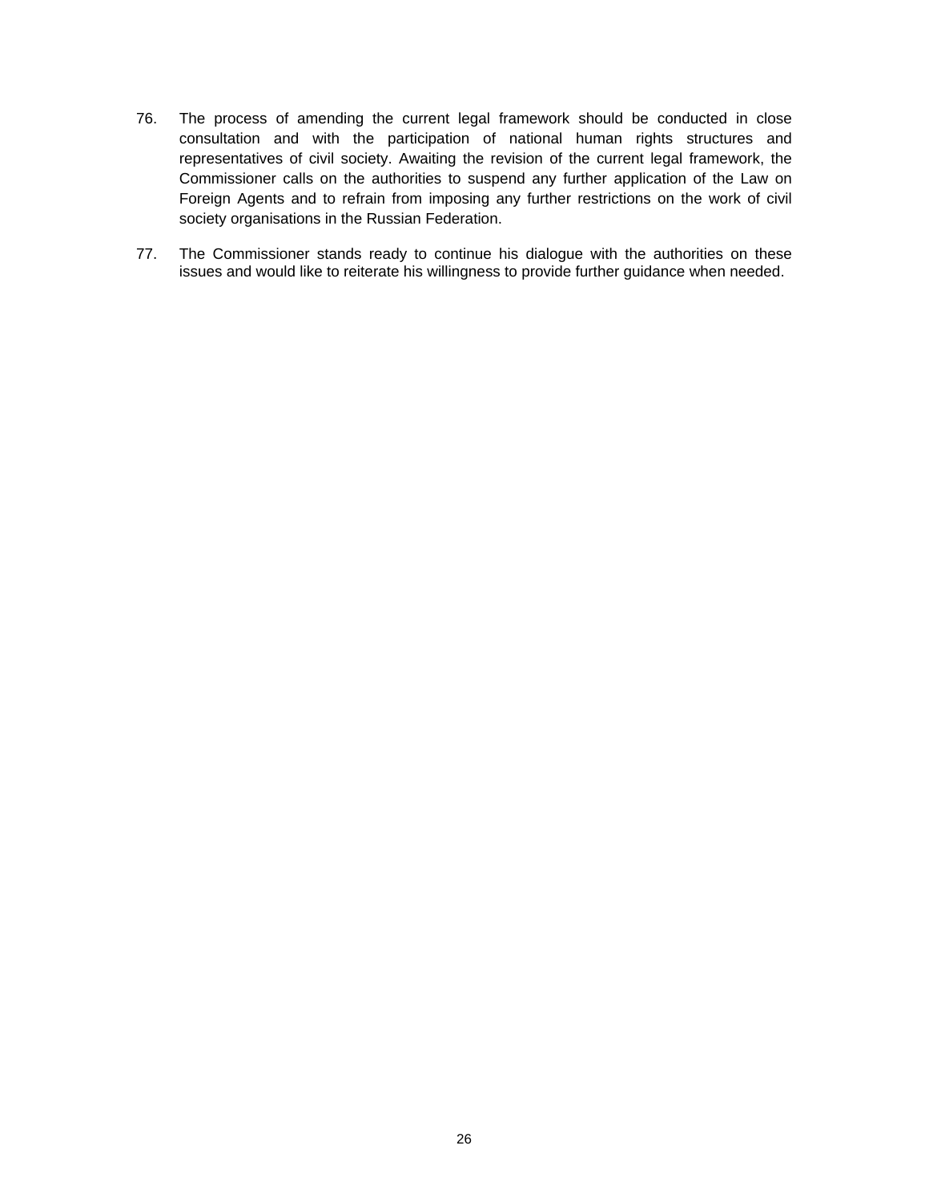76. The process of amending the current legal framework should be conducted in close consultation and with the participation of national human rights structures and representatives of civil society. Awaiting the revision of the current legal framework, the Commissioner calls on the authorities to suspend any further application of the Law on Foreign Agents and to refrain from imposing any further restrictions on the work of civil society organisations in the Russian Federation.

77. The Commissioner stands ready to continue his dialogue with the authorities on these issues and would like to reiterate his willingness to provide further guidance when needed.